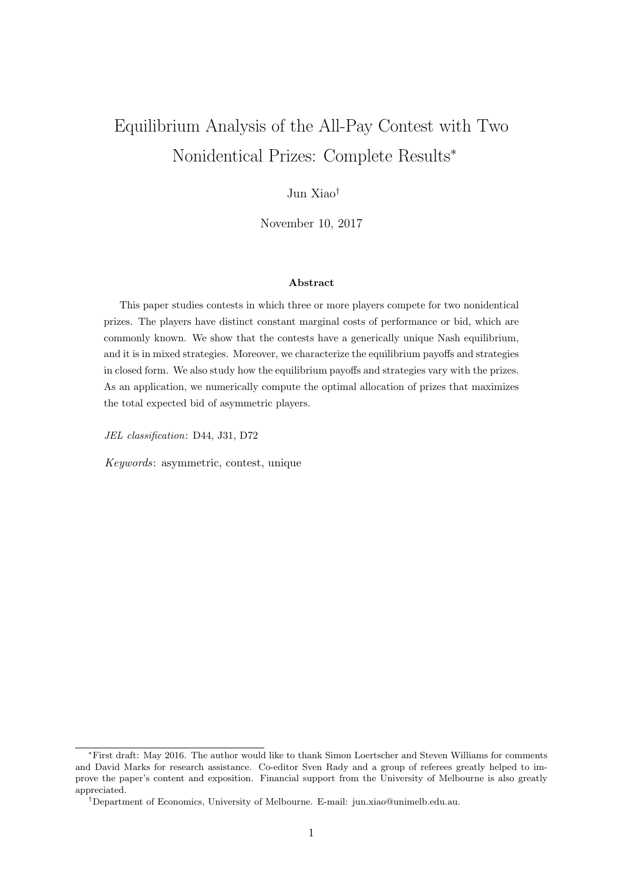# Equilibrium Analysis of the All-Pay Contest with Two Nonidentical Prizes: Complete Results*

Jun Xiao†

November 10, 2017

### Abstract

This paper studies contests in which three or more players compete for two nonidentical prizes. The players have distinct constant marginal costs of performance or bid, which are commonly known. We show that the contests have a generically unique Nash equilibrium, and it is in mixed strategies. Moreover, we characterize the equilibrium payoffs and strategies in closed form. We also study how the equilibrium payoffs and strategies vary with the prizes. As an application, we numerically compute the optimal allocation of prizes that maximizes the total expected bid of asymmetric players.

*JEL classification*: D44, J31, D72

*Keywords*: asymmetric, contest, unique

---

*First draft: May 2016. The author would like to thank Simon Loertscher and Steven Williams for comments and David Marks for research assistance. Co-editor Sven Rady and a group of referees greatly helped to improve the paper's content and exposition. Financial support from the University of Melbourne is also greatly appreciated.

†Department of Economics, University of Melbourne. E-mail: jun.xiao@unimelb.edu.au.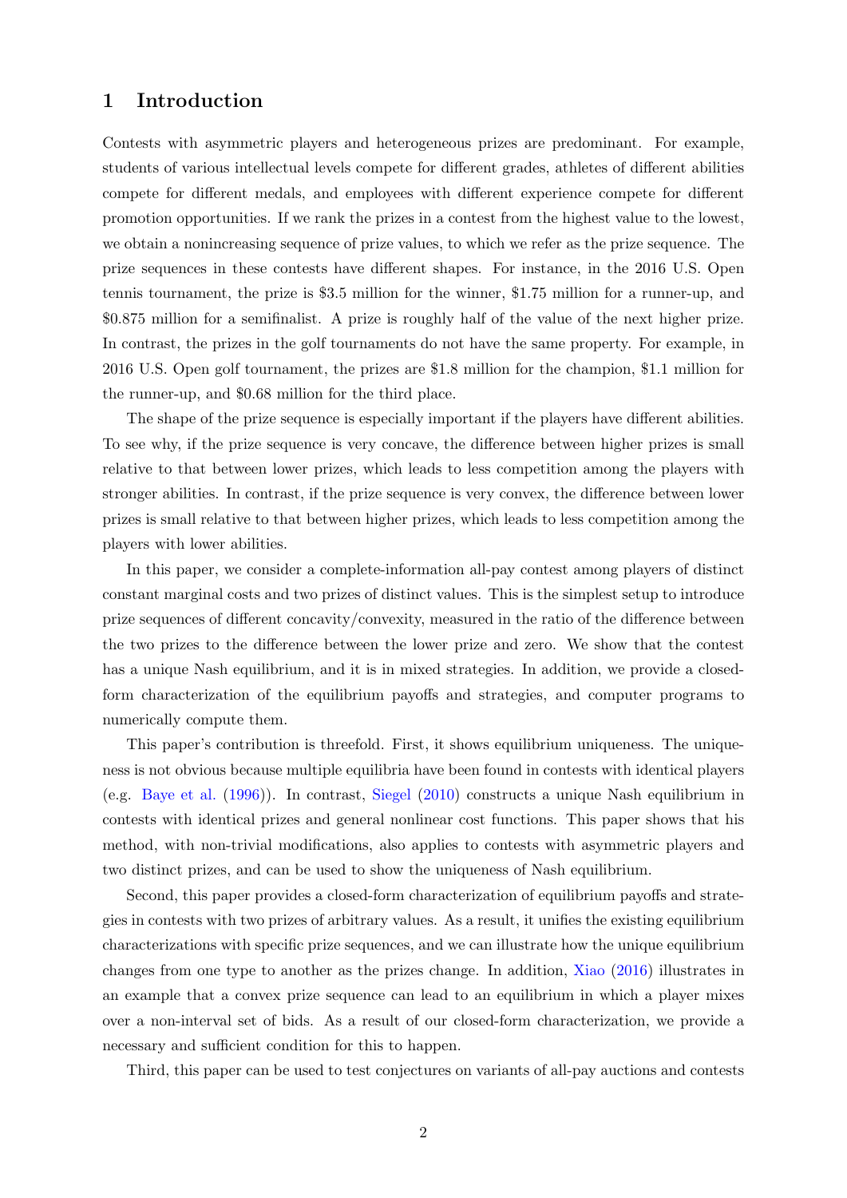## 1 Introduction

Contests with asymmetric players and heterogeneous prizes are predominant. For example, students of various intellectual levels compete for different grades, athletes of different abilities compete for different medals, and employees with different experience compete for different promotion opportunities. If we rank the prizes in a contest from the highest value to the lowest, we obtain a nonincreasing sequence of prize values, to which we refer as the prize sequence. The prize sequences in these contests have different shapes. For instance, in the 2016 U.S. Open tennis tournament, the prize is \$3.5 million for the winner, \$1.75 million for a runner-up, and \$0.875 million for a semifinalist. A prize is roughly half of the value of the next higher prize. In contrast, the prizes in the golf tournaments do not have the same property. For example, in 2016 U.S. Open golf tournament, the prizes are \$1.8 million for the champion, \$1.1 million for the runner-up, and \$0.68 million for the third place.

The shape of the prize sequence is especially important if the players have different abilities. To see why, if the prize sequence is very concave, the difference between higher prizes is small relative to that between lower prizes, which leads to less competition among the players with stronger abilities. In contrast, if the prize sequence is very convex, the difference between lower prizes is small relative to that between higher prizes, which leads to less competition among the players with lower abilities.

In this paper, we consider a complete-information all-pay contest among players of distinct constant marginal costs and two prizes of distinct values. This is the simplest setup to introduce prize sequences of different concavity/convexity, measured in the ratio of the difference between the two prizes to the difference between the lower prize and zero. We show that the contest has a unique Nash equilibrium, and it is in mixed strategies. In addition, we provide a closed-form characterization of the equilibrium payoffs and strategies, and computer programs to numerically compute them.

This paper's contribution is threefold. First, it shows equilibrium uniqueness. The uniqueness is not obvious because multiple equilibria have been found in contests with identical players (e.g. Baye et al. (1996)). In contrast, Siegel (2010) constructs a unique Nash equilibrium in contests with identical prizes and general nonlinear cost functions. This paper shows that his method, with non-trivial modifications, also applies to contests with asymmetric players and two distinct prizes, and can be used to show the uniqueness of Nash equilibrium.

Second, this paper provides a closed-form characterization of equilibrium payoffs and strategies in contests with two prizes of arbitrary values. As a result, it unifies the existing equilibrium characterizations with specific prize sequences, and we can illustrate how the unique equilibrium changes from one type to another as the prizes change. In addition, Xiao (2016) illustrates in an example that a convex prize sequence can lead to an equilibrium in which a player mixes over a non-interval set of bids. As a result of our closed-form characterization, we provide a necessary and sufficient condition for this to happen.

Third, this paper can be used to test conjectures on variants of all-pay auctions and contests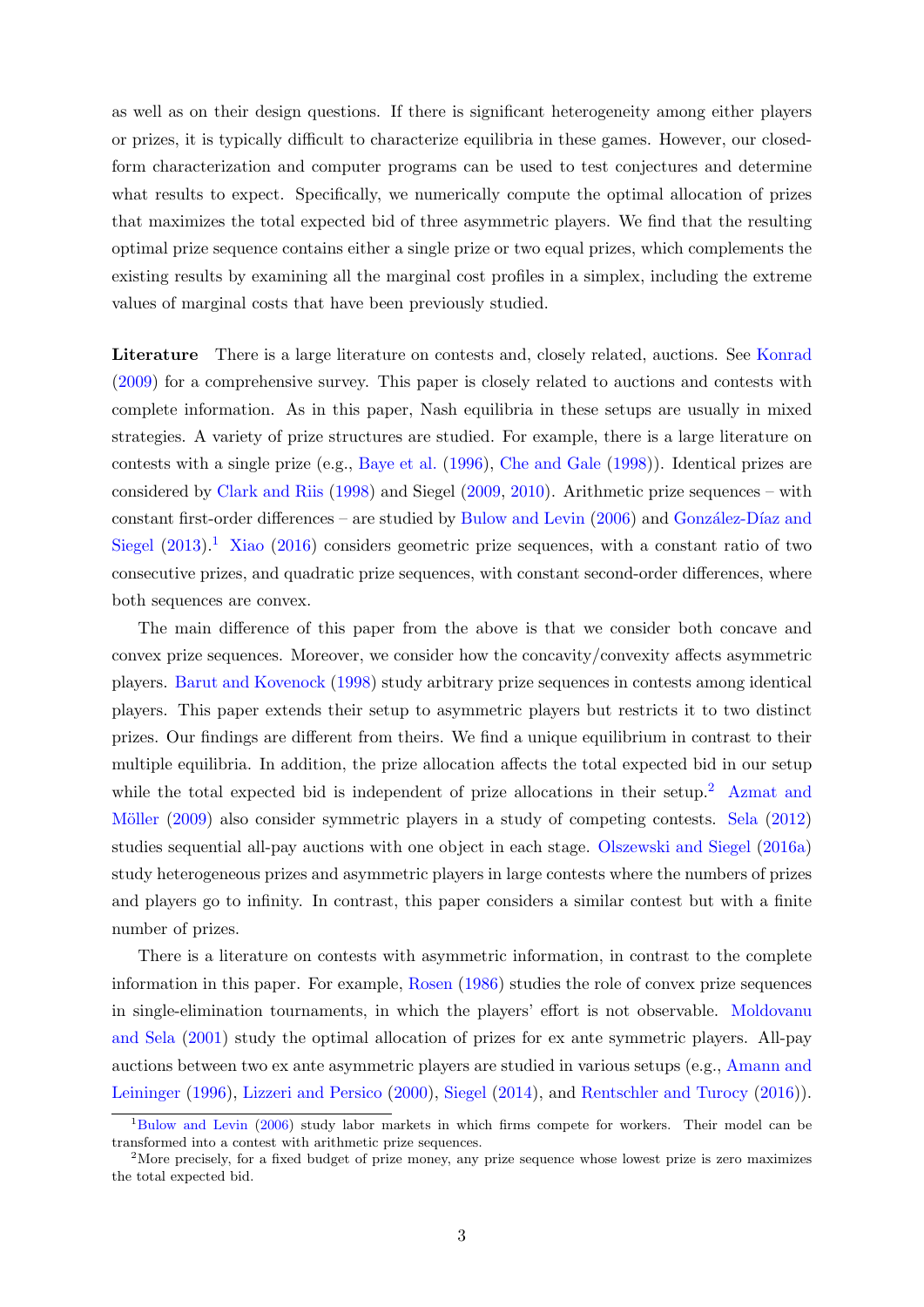as well as on their design questions. If there is significant heterogeneity among either players or prizes, it is typically difficult to characterize equilibria in these games. However, our closed-form characterization and computer programs can be used to test conjectures and determine what results to expect. Specifically, we numerically compute the optimal allocation of prizes that maximizes the total expected bid of three asymmetric players. We find that the resulting optimal prize sequence contains either a single prize or two equal prizes, which complements the existing results by examining all the marginal cost profiles in a simplex, including the extreme values of marginal costs that have been previously studied.

**Literature** There is a large literature on contests and, closely related, auctions. See Konrad (2009) for a comprehensive survey. This paper is closely related to auctions and contests with complete information. As in this paper, Nash equilibria in these setups are usually in mixed strategies. A variety of prize structures are studied. For example, there is a large literature on contests with a single prize (e.g., Baye et al. (1996), Che and Gale (1998)). Identical prizes are considered by Clark and Riis (1998) and Siegel (2009, 2010). Arithmetic prize sequences – with constant first-order differences – are studied by Bulow and Levin (2006) and González-Díaz and Siegel (2013).[1] Xiao (2016) considers geometric prize sequences, with a constant ratio of two consecutive prizes, and quadratic prize sequences, with constant second-order differences, where both sequences are convex.

The main difference of this paper from the above is that we consider both concave and convex prize sequences. Moreover, we consider how the concavity/convexity affects asymmetric players. Barut and Kovenock (1998) study arbitrary prize sequences in contests among identical players. This paper extends their setup to asymmetric players but restricts it to two distinct prizes. Our findings are different from theirs. We find a unique equilibrium in contrast to their multiple equilibria. In addition, the prize allocation affects the total expected bid in our setup while the total expected bid is independent of prize allocations in their setup.[2] Azmat and Möller (2009) also consider symmetric players in a study of competing contests. Sela (2012) studies sequential all-pay auctions with one object in each stage. Olszewski and Siegel (2016a) study heterogeneous prizes and asymmetric players in large contests where the numbers of prizes and players go to infinity. In contrast, this paper considers a similar contest but with a finite number of prizes.

There is a literature on contests with asymmetric information, in contrast to the complete information in this paper. For example, Rosen (1986) studies the role of convex prize sequences in single-elimination tournaments, in which the players' effort is not observable. Moldovanu and Sela (2001) study the optimal allocation of prizes for ex ante symmetric players. All-pay auctions between two ex ante asymmetric players are studied in various setups (e.g., Amann and Leininger (1996), Lizzeri and Persico (2000), Siegel (2014), and Rentschler and Turocy (2016)).

[1] Bulow and Levin (2006) study labor markets in which firms compete for workers. Their model can be transformed into a contest with arithmetic prize sequences.

[2] More precisely, for a fixed budget of prize money, any prize sequence whose lowest prize is zero maximizes the total expected bid.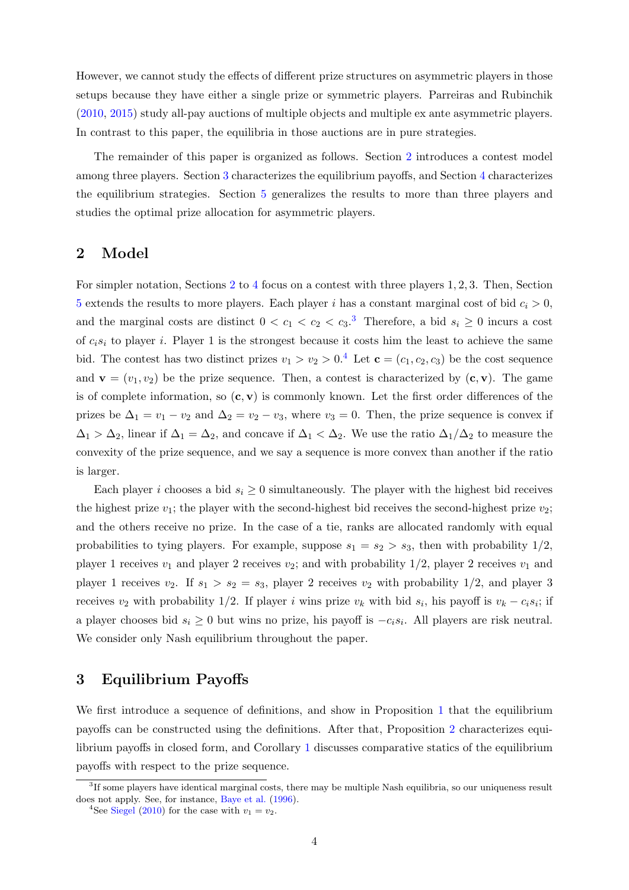However, we cannot study the effects of different prize structures on asymmetric players in those setups because they have either a single prize or symmetric players. Parreiras and Rubinchik (2010, 2015) study all-pay auctions of multiple objects and multiple ex ante asymmetric players. In contrast to this paper, the equilibria in those auctions are in pure strategies.

The remainder of this paper is organized as follows. Section 2 introduces a contest model among three players. Section 3 characterizes the equilibrium payoffs, and Section 4 characterizes the equilibrium strategies. Section 5 generalizes the results to more than three players and studies the optimal prize allocation for asymmetric players.

## 2 Model

For simpler notation, Sections 2 to 4 focus on a contest with three players $1, 2, 3$. Then, Section 5 extends the results to more players. Each player $i$ has a constant marginal cost of bid $c_i > 0$, and the marginal costs are distinct $0 < c_1 < c_2 < c_3$.[3] Therefore, a bid $s_i \geq 0$ incurs a cost of $c_i s_i$ to player $i$. Player 1 is the strongest because it costs him the least to achieve the same bid. The contest has two distinct prizes $v_1 > v_2 > 0$.[4] Let $\mathbf{c} = (c_1, c_2, c_3)$ be the cost sequence and $\mathbf{v} = (v_1, v_2)$ be the prize sequence. Then, a contest is characterized by $(\mathbf{c}, \mathbf{v})$. The game is of complete information, so $(\mathbf{c}, \mathbf{v})$ is commonly known. Let the first order differences of the prizes be $\Delta_1 = v_1 - v_2$ and $\Delta_2 = v_2 - v_3$, where $v_3 = 0$. Then, the prize sequence is convex if $\Delta_1 > \Delta_2$, linear if $\Delta_1 = \Delta_2$, and concave if $\Delta_1 < \Delta_2$. We use the ratio $\Delta_1/\Delta_2$ to measure the convexity of the prize sequence, and we say a sequence is more convex than another if the ratio is larger.

Each player $i$ chooses a bid $s_i \geq 0$ simultaneously. The player with the highest bid receives the highest prize $v_1$; the player with the second-highest bid receives the second-highest prize $v_2$; and the others receive no prize. In the case of a tie, ranks are allocated randomly with equal probabilities to tying players. For example, suppose $s_1 = s_2 > s_3$, then with probability $1/2$, player 1 receives $v_1$ and player 2 receives $v_2$; and with probability $1/2$, player 2 receives $v_1$ and player 1 receives $v_2$. If $s_1 > s_2 = s_3$, player 2 receives $v_2$ with probability $1/2$, and player 3 receives $v_2$ with probability $1/2$. If player $i$ wins prize $v_k$ with bid $s_i$, his payoff is $v_k - c_i s_i$; if a player chooses bid $s_i \geq 0$ but wins no prize, his payoff is $-c_i s_i$. All players are risk neutral. We consider only Nash equilibrium throughout the paper.

## 3 Equilibrium Payoffs

We first introduce a sequence of definitions, and show in Proposition 1 that the equilibrium payoffs can be constructed using the definitions. After that, Proposition 2 characterizes equilibrium payoffs in closed form, and Corollary 1 discusses comparative statics of the equilibrium payoffs with respect to the prize sequence.

[3] If some players have identical marginal costs, there may be multiple Nash equilibria, so our uniqueness result does not apply. See, for instance, Baye et al. (1996).

[4] See Siegel (2010) for the case with $v_1 = v_2$.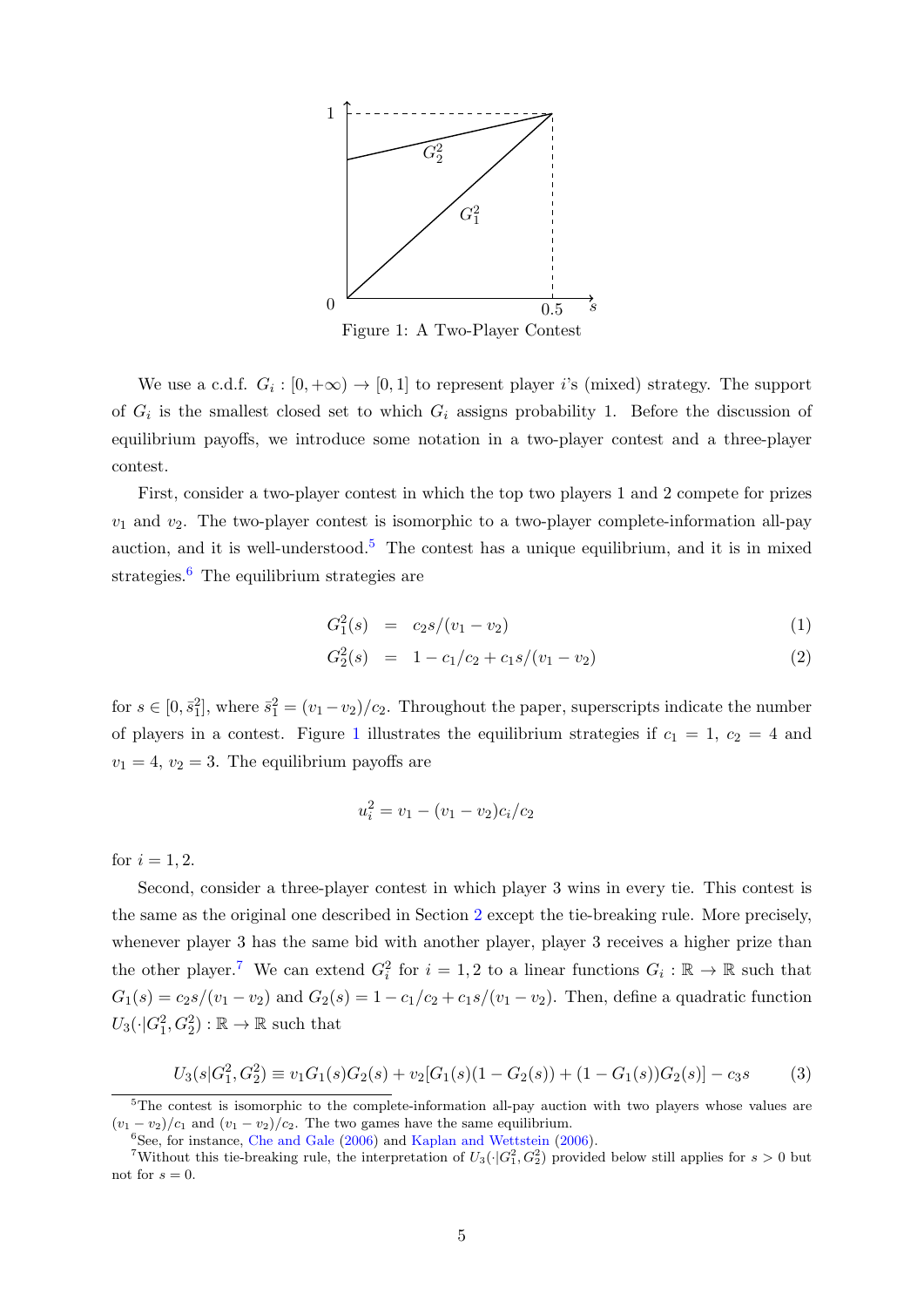Figure 1: A Two-Player Contest

We use a c.d.f. $G_i : [0, +\infty) \to [0, 1]$ to represent player $i$'s (mixed) strategy. The support of $G_i$ is the smallest closed set to which $G_i$ assigns probability 1. Before the discussion of equilibrium payoffs, we introduce some notation in a two-player contest and a three-player contest.

First, consider a two-player contest in which the top two players 1 and 2 compete for prizes $v_1$ and $v_2$. The two-player contest is isomorphic to a two-player complete-information all-pay auction, and it is well-understood.[5] The contest has a unique equilibrium, and it is in mixed strategies.[6] The equilibrium strategies are

$$G_1^2(s) = c_2 s/(v_1 - v_2) \tag{1}$$

$$G_2^2(s) = 1 - c_1/c_2 + c_1 s/(v_1 - v_2) \tag{2}$$

for $s \in [0, \bar{s}_1^2]$, where $\bar{s}_1^2 = (v_1 - v_2)/c_2$. Throughout the paper, superscripts indicate the number of players in a contest. Figure 1 illustrates the equilibrium strategies if $c_1 = 1$, $c_2 = 4$ and $v_1 = 4$, $v_2 = 3$. The equilibrium payoffs are

$$u_i^2 = v_1 - (v_1 - v_2)c_i/c_2$$

for $i = 1, 2$.

Second, consider a three-player contest in which player 3 wins in every tie. This contest is the same as the original one described in Section 2 except the tie-breaking rule. More precisely, whenever player 3 has the same bid with another player, player 3 receives a higher prize than the other player.[7] We can extend $G_i^2$ for $i = 1, 2$ to a linear functions $G_i : \mathbb{R} \to \mathbb{R}$ such that $G_1(s) = c_2 s/(v_1 - v_2)$ and $G_2(s) = 1 - c_1/c_2 + c_1 s/(v_1 - v_2)$. Then, define a quadratic function $U_3(\cdot|G_1^2, G_2^2) : \mathbb{R} \to \mathbb{R}$ such that

$$U_3(s|G_1^2, G_2^2) \equiv v_1 G_1(s) G_2(s) + v_2[G_1(s)(1 - G_2(s)) + (1 - G_1(s))G_2(s)] - c_3 s \tag{3}$$

[5] The contest is isomorphic to the complete-information all-pay auction with two players whose values are $(v_1 - v_2)/c_1$ and $(v_1 - v_2)/c_2$. The two games have the same equilibrium.

[6] See, for instance, Che and Gale (2006) and Kaplan and Wettstein (2006).

[7] Without this tie-breaking rule, the interpretation of $U_3(\cdot|G_1^2, G_2^2)$ provided below still applies for $s > 0$ but not for $s = 0$.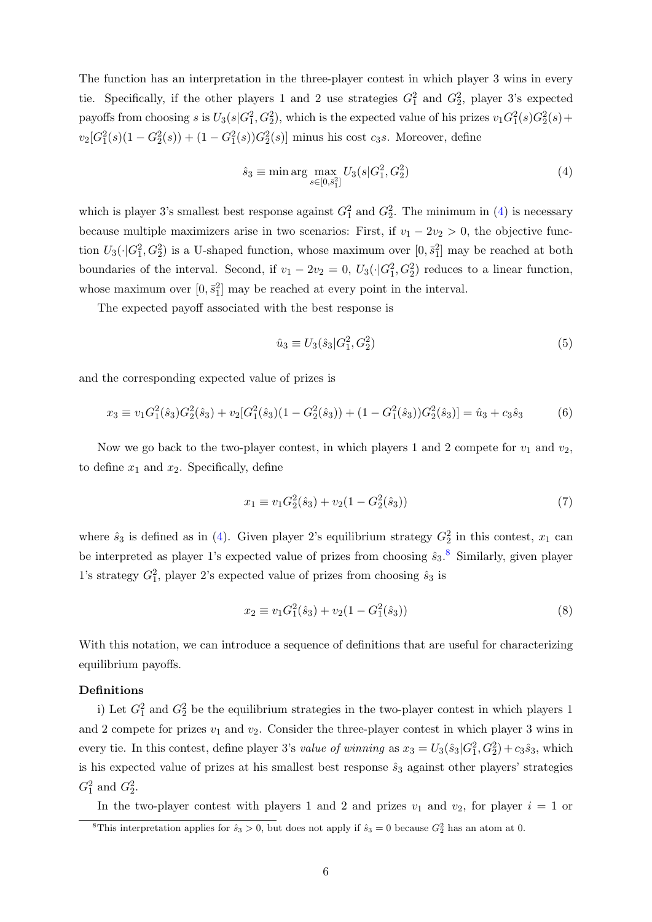The function has an interpretation in the three-player contest in which player 3 wins in every tie. Specifically, if the other players 1 and 2 use strategies $G_1^2$ and $G_2^2$, player 3's expected payoffs from choosing $s$ is $U_3(s|G_1^2, G_2^2)$, which is the expected value of his prizes $v_1 G_1^2(s) G_2^2(s) + v_2[G_1^2(s)(1 - G_2^2(s)) + (1 - G_1^2(s))G_2^2(s)]$ minus his cost $c_3 s$. Moreover, define

$$\hat{s}_3 \equiv \min \arg \max_{s \in [0, \bar{s}_1^2]} U_3(s|G_1^2, G_2^2) \tag{4}$$

which is player 3's smallest best response against $G_1^2$ and $G_2^2$. The minimum in (4) is necessary because multiple maximizers arise in two scenarios: First, if $v_1 - 2v_2 > 0$, the objective function $U_3(\cdot|G_1^2, G_2^2)$ is a U-shaped function, whose maximum over $[0, \bar{s}_1^2]$ may be reached at both boundaries of the interval. Second, if $v_1 - 2v_2 = 0$, $U_3(\cdot|G_1^2, G_2^2)$ reduces to a linear function, whose maximum over $[0, \bar{s}_1^2]$ may be reached at every point in the interval.

The expected payoff associated with the best response is

$$\hat{u}_3 \equiv U_3(\hat{s}_3|G_1^2, G_2^2) \tag{5}$$

and the corresponding expected value of prizes is

$$x_3 \equiv v_1 G_1^2(\hat{s}_3) G_2^2(\hat{s}_3) + v_2[G_1^2(\hat{s}_3)(1 - G_2^2(\hat{s}_3)) + (1 - G_1^2(\hat{s}_3))G_2^2(\hat{s}_3)] = \hat{u}_3 + c_3 \hat{s}_3 \tag{6}$$

Now we go back to the two-player contest, in which players 1 and 2 compete for $v_1$ and $v_2$, to define $x_1$ and $x_2$. Specifically, define

$$x_1 \equiv v_1 G_2^2(\hat{s}_3) + v_2(1 - G_2^2(\hat{s}_3)) \tag{7}$$

where $\hat{s}_3$ is defined as in (4). Given player 2's equilibrium strategy $G_2^2$ in this contest, $x_1$ can be interpreted as player 1's expected value of prizes from choosing $\hat{s}_3$.[8] Similarly, given player 1's strategy $G_1^2$, player 2's expected value of prizes from choosing $\hat{s}_3$ is

$$x_2 \equiv v_1 G_1^2(\hat{s}_3) + v_2(1 - G_1^2(\hat{s}_3)) \tag{8}$$

With this notation, we can introduce a sequence of definitions that are useful for characterizing equilibrium payoffs.

**Definitions**

i) Let $G_1^2$ and $G_2^2$ be the equilibrium strategies in the two-player contest in which players 1 and 2 compete for prizes $v_1$ and $v_2$. Consider the three-player contest in which player 3 wins in every tie. In this contest, define player 3's *value of winning* as $x_3 = U_3(\hat{s}_3|G_1^2, G_2^2) + c_3\hat{s}_3$, which is his expected value of prizes at his smallest best response $\hat{s}_3$ against other players' strategies $G_1^2$ and $G_2^2$.

In the two-player contest with players 1 and 2 and prizes $v_1$ and $v_2$, for player $i = 1$ or

[8] This interpretation applies for $\hat{s}_3 > 0$, but does not apply if $\hat{s}_3 = 0$ because $G_2^2$ has an atom at 0.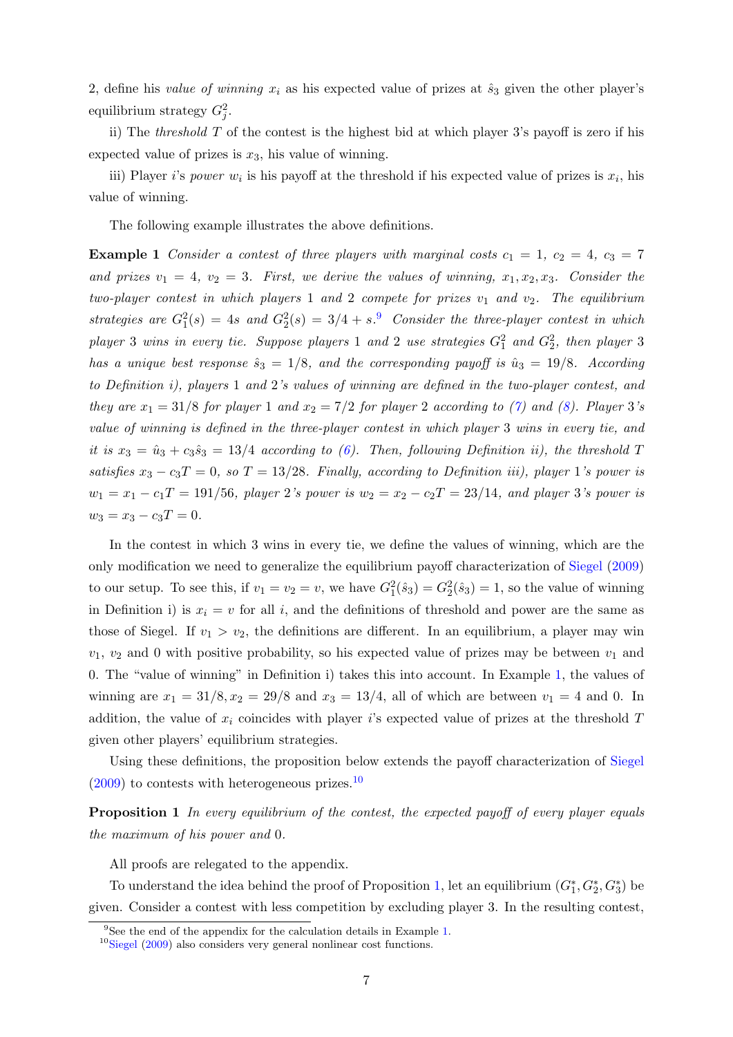2, define his *value of winning* $x_i$ as his expected value of prizes at $\hat{s}_3$ given the other player's equilibrium strategy $G_j^2$.

ii) The *threshold* $T$ of the contest is the highest bid at which player 3's payoff is zero if his expected value of prizes is $x_3$, his value of winning.

iii) Player $i$'s *power* $w_i$ is his payoff at the threshold if his expected value of prizes is $x_i$, his value of winning.

The following example illustrates the above definitions.

**Example 1** *Consider a contest of three players with marginal costs $c_1 = 1$, $c_2 = 4$, $c_3 = 7$ and prizes $v_1 = 4$, $v_2 = 3$. First, we derive the values of winning, $x_1, x_2, x_3$. Consider the two-player contest in which players 1 and 2 compete for prizes $v_1$ and $v_2$. The equilibrium strategies are $G_1^2(s) = 4s$ and $G_2^2(s) = 3/4 + s$.*[9] *Consider the three-player contest in which player 3 wins in every tie. Suppose players 1 and 2 use strategies $G_1^2$ and $G_2^2$, then player 3 has a unique best response $\hat{s}_3 = 1/8$, and the corresponding payoff is $\hat{u}_3 = 19/8$. According to Definition i), players 1 and 2's values of winning are defined in the two-player contest, and they are $x_1 = 31/8$ for player 1 and $x_2 = 7/2$ for player 2 according to (7) and (8). Player 3's value of winning is defined in the three-player contest in which player 3 wins in every tie, and it is $x_3 = \hat{u}_3 + c_3\hat{s}_3 = 13/4$ according to (6). Then, following Definition ii), the threshold $T$ satisfies $x_3 - c_3T = 0$, so $T = 13/28$. Finally, according to Definition iii), player 1's power is $w_1 = x_1 - c_1T = 191/56$, player 2's power is $w_2 = x_2 - c_2T = 23/14$, and player 3's power is $w_3 = x_3 - c_3T = 0$.*

In the contest in which 3 wins in every tie, we define the values of winning, which are the only modification we need to generalize the equilibrium payoff characterization of Siegel (2009) to our setup. To see this, if $v_1 = v_2 = v$, we have $G_1^2(\hat{s}_3) = G_2^2(\hat{s}_3) = 1$, so the value of winning in Definition i) is $x_i = v$ for all $i$, and the definitions of threshold and power are the same as those of Siegel. If $v_1 > v_2$, the definitions are different. In an equilibrium, a player may win $v_1$, $v_2$ and 0 with positive probability, so his expected value of prizes may be between $v_1$ and 0. The "value of winning" in Definition i) takes this into account. In Example 1, the values of winning are $x_1 = 31/8, x_2 = 29/8$ and $x_3 = 13/4$, all of which are between $v_1 = 4$ and 0. In addition, the value of $x_i$ coincides with player $i$'s expected value of prizes at the threshold $T$ given other players' equilibrium strategies.

Using these definitions, the proposition below extends the payoff characterization of Siegel (2009) to contests with heterogeneous prizes.[10]

**Proposition 1** *In every equilibrium of the contest, the expected payoff of every player equals the maximum of his power and 0.*

All proofs are relegated to the appendix.

To understand the idea behind the proof of Proposition 1, let an equilibrium $(G_1^*, G_2^*, G_3^*)$ be given. Consider a contest with less competition by excluding player 3. In the resulting contest,

[9] See the end of the appendix for the calculation details in Example 1.

[10] Siegel (2009) also considers very general nonlinear cost functions.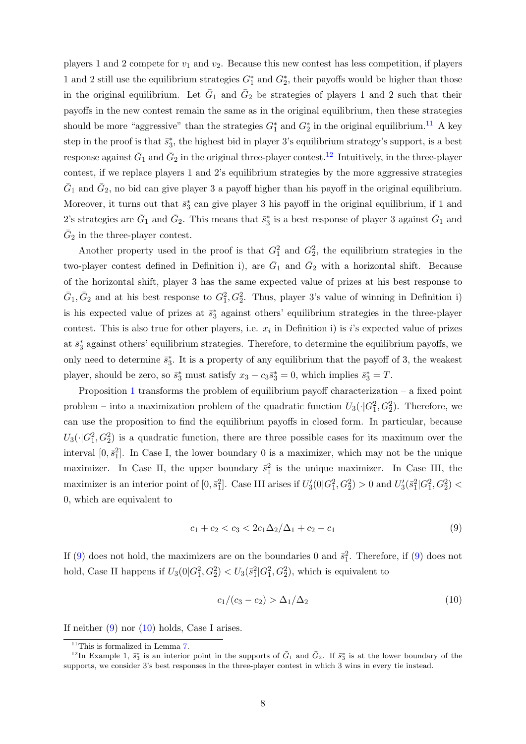players 1 and 2 compete for $v_1$ and $v_2$. Because this new contest has less competition, if players 1 and 2 still use the equilibrium strategies $G_1^*$ and $G_2^*$, their payoffs would be higher than those in the original equilibrium. Let $\bar{G}_1$ and $\bar{G}_2$ be strategies of players 1 and 2 such that their payoffs in the new contest remain the same as in the original equilibrium, then these strategies should be more "aggressive" than the strategies $G_1^*$ and $G_2^*$ in the original equilibrium.[11] A key step in the proof is that $\bar{s}_3^*$, the highest bid in player 3's equilibrium strategy's support, is a best response against $\bar{G}_1$ and $\bar{G}_2$ in the original three-player contest.[12] Intuitively, in the three-player contest, if we replace players 1 and 2's equilibrium strategies by the more aggressive strategies $\bar{G}_1$ and $\bar{G}_2$, no bid can give player 3 a payoff higher than his payoff in the original equilibrium. Moreover, it turns out that $\bar{s}_3^*$ can give player 3 his payoff in the original equilibrium, if 1 and 2's strategies are $\bar{G}_1$ and $\bar{G}_2$. This means that $\bar{s}_3^*$ is a best response of player 3 against $\bar{G}_1$ and $\bar{G}_2$ in the three-player contest.

Another property used in the proof is that $G_1^2$ and $G_2^2$, the equilibrium strategies in the two-player contest defined in Definition i), are $\bar{G}_1$ and $\bar{G}_2$ with a horizontal shift. Because of the horizontal shift, player 3 has the same expected value of prizes at his best response to $\bar{G}_1, \bar{G}_2$ and at his best response to $G_1^2, G_2^2$. Thus, player 3's value of winning in Definition i) is his expected value of prizes at $\bar{s}_3^*$ against others' equilibrium strategies in the three-player contest. This is also true for other players, i.e. $x_i$ in Definition i) is $i$'s expected value of prizes at $\bar{s}_3^*$ against others' equilibrium strategies. Therefore, to determine the equilibrium payoffs, we only need to determine $\bar{s}_3^*$. It is a property of any equilibrium that the payoff of 3, the weakest player, should be zero, so $\bar{s}_3^*$ must satisfy $x_3 - c_3\bar{s}_3^* = 0$, which implies $\bar{s}_3^* = T$.

Proposition 1 transforms the problem of equilibrium payoff characterization – a fixed point problem – into a maximization problem of the quadratic function $U_3(\cdot|G_1^2, G_2^2)$. Therefore, we can use the proposition to find the equilibrium payoffs in closed form. In particular, because $U_3(\cdot|G_1^2, G_2^2)$ is a quadratic function, there are three possible cases for its maximum over the interval $[0, \bar{s}_1^2]$. In Case I, the lower boundary 0 is a maximizer, which may not be the unique maximizer. In Case II, the upper boundary $\bar{s}_1^2$ is the unique maximizer. In Case III, the maximizer is an interior point of $[0, \bar{s}_1^2]$. Case III arises if $U_3'(0|G_1^2, G_2^2) > 0$ and $U_3'(\bar{s}_1^2|G_1^2, G_2^2) < 0$, which are equivalent to

$$c_1 + c_2 < c_3 < 2c_1\Delta_2/\Delta_1 + c_2 - c_1 \tag{9}$$

If (9) does not hold, the maximizers are on the boundaries 0 and $\bar{s}_1^2$. Therefore, if (9) does not hold, Case II happens if $U_3(0|G_1^2, G_2^2) < U_3(\bar{s}_1^2|G_1^2, G_2^2)$, which is equivalent to

$$c_1/(c_3 - c_2) > \Delta_1/\Delta_2 \tag{10}$$

If neither (9) nor (10) holds, Case I arises.

[11] This is formalized in Lemma 7.

[12] In Example 1, $\bar{s}_3^*$ is an interior point in the supports of $\bar{G}_1$ and $\bar{G}_2$. If $\bar{s}_3^*$ is at the lower boundary of the supports, we consider 3's best responses in the three-player contest in which 3 wins in every tie instead.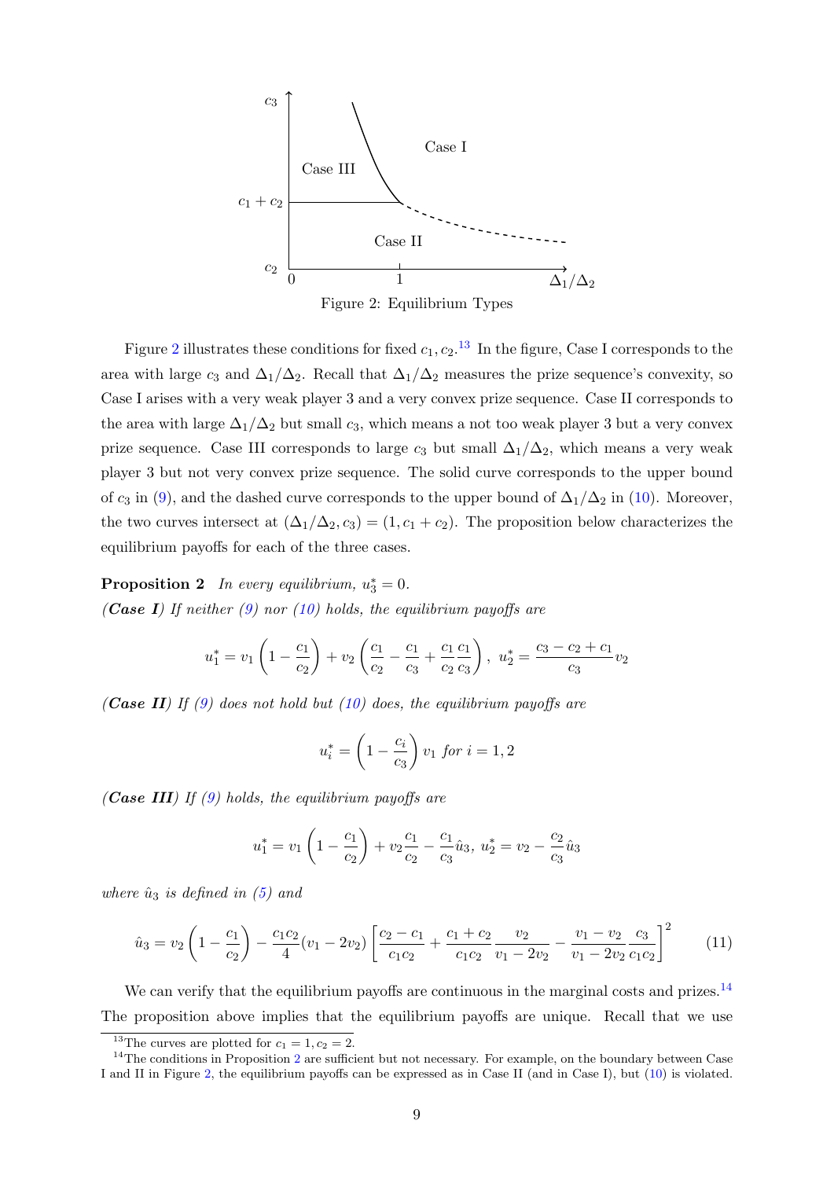Figure 2: Equilibrium Types

Figure 2 illustrates these conditions for fixed $c_1, c_2$.[13] In the figure, Case I corresponds to the area with large $c_3$ and $\Delta_1/\Delta_2$. Recall that $\Delta_1/\Delta_2$ measures the prize sequence's convexity, so Case I arises with a very weak player 3 and a very convex prize sequence. Case II corresponds to the area with large $\Delta_1/\Delta_2$ but small $c_3$, which means a not too weak player 3 but a very convex prize sequence. Case III corresponds to large $c_3$ but small $\Delta_1/\Delta_2$, which means a very weak player 3 but not very convex prize sequence. The solid curve corresponds to the upper bound of $c_3$ in (9), and the dashed curve corresponds to the upper bound of $\Delta_1/\Delta_2$ in (10). Moreover, the two curves intersect at $(\Delta_1/\Delta_2, c_3) = (1, c_1 + c_2)$. The proposition below characterizes the equilibrium payoffs for each of the three cases.

**Proposition 2** *In every equilibrium, $u_3^* = 0$.*

***(Case I)*** *If neither (9) nor (10) holds, the equilibrium payoffs are*

$$u_1^* = v_1 \left(1 - \frac{c_1}{c_2}\right) + v_2 \left(\frac{c_1}{c_2} - \frac{c_1}{c_3} + \frac{c_1}{c_2}\frac{c_1}{c_3}\right), \ u_2^* = \frac{c_3 - c_2 + c_1}{c_3} v_2$$

***(Case II)*** *If (9) does not hold but (10) does, the equilibrium payoffs are*

$$u_i^* = \left(1 - \frac{c_i}{c_3}\right) v_1 \ \text{for } i = 1, 2$$

***(Case III)*** *If (9) holds, the equilibrium payoffs are*

$$u_1^* = v_1 \left(1 - \frac{c_1}{c_2}\right) + v_2 \frac{c_1}{c_2} - \frac{c_1}{c_3}\hat{u}_3, \ u_2^* = v_2 - \frac{c_2}{c_3}\hat{u}_3$$

*where $\hat{u}_3$ is defined in (5) and*

$$\hat{u}_3 = v_2 \left(1 - \frac{c_1}{c_2}\right) - \frac{c_1 c_2}{4}(v_1 - 2v_2) \left[\frac{c_2 - c_1}{c_1 c_2} + \frac{c_1 + c_2}{c_1 c_2}\frac{v_2}{v_1 - 2v_2} - \frac{v_1 - v_2}{v_1 - 2v_2}\frac{c_3}{c_1 c_2}\right]^2 \tag{11}$$

We can verify that the equilibrium payoffs are continuous in the marginal costs and prizes.[14] The proposition above implies that the equilibrium payoffs are unique. Recall that we use

---

[13] The curves are plotted for $c_1 = 1, c_2 = 2$.

[14] The conditions in Proposition 2 are sufficient but not necessary. For example, on the boundary between Case I and II in Figure 2, the equilibrium payoffs can be expressed as in Case II (and in Case I), but (10) is violated.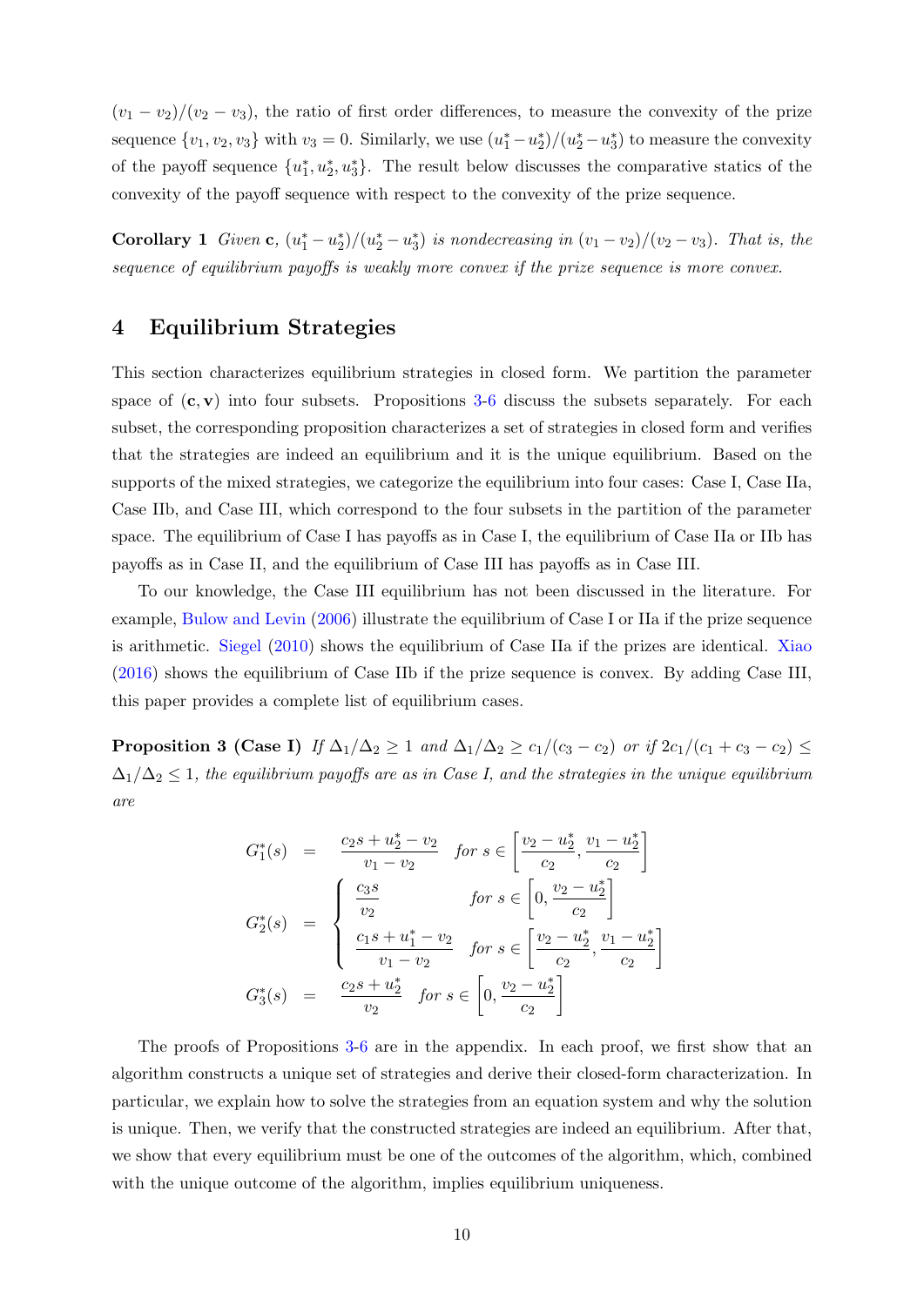$(v_1 - v_2)/(v_2 - v_3)$, the ratio of first order differences, to measure the convexity of the prize sequence $\{v_1, v_2, v_3\}$ with $v_3 = 0$. Similarly, we use $(u_1^* - u_2^*)/(u_2^* - u_3^*)$ to measure the convexity of the payoff sequence $\{u_1^*, u_2^*, u_3^*\}$. The result below discusses the comparative statics of the convexity of the payoff sequence with respect to the convexity of the prize sequence.

**Corollary 1** *Given* $\mathbf{c}$*,* $(u_1^* - u_2^*)/(u_2^* - u_3^*)$ *is nondecreasing in* $(v_1 - v_2)/(v_2 - v_3)$*. That is, the sequence of equilibrium payoffs is weakly more convex if the prize sequence is more convex.*

## 4 Equilibrium Strategies

This section characterizes equilibrium strategies in closed form. We partition the parameter space of $(\mathbf{c}, \mathbf{v})$ into four subsets. Propositions 3-6 discuss the subsets separately. For each subset, the corresponding proposition characterizes a set of strategies in closed form and verifies that the strategies are indeed an equilibrium and it is the unique equilibrium. Based on the supports of the mixed strategies, we categorize the equilibrium into four cases: Case I, Case IIa, Case IIb, and Case III, which correspond to the four subsets in the partition of the parameter space. The equilibrium of Case I has payoffs as in Case I, the equilibrium of Case IIa or IIb has payoffs as in Case II, and the equilibrium of Case III has payoffs as in Case III.

To our knowledge, the Case III equilibrium has not been discussed in the literature. For example, Bulow and Levin (2006) illustrate the equilibrium of Case I or IIa if the prize sequence is arithmetic. Siegel (2010) shows the equilibrium of Case IIa if the prizes are identical. Xiao (2016) shows the equilibrium of Case IIb if the prize sequence is convex. By adding Case III, this paper provides a complete list of equilibrium cases.

**Proposition 3 (Case I)** *If* $\Delta_1/\Delta_2 \geq 1$ *and* $\Delta_1/\Delta_2 \geq c_1/(c_3 - c_2)$ *or if* $2c_1/(c_1 + c_3 - c_2) \leq \Delta_1/\Delta_2 \leq 1$*, the equilibrium payoffs are as in Case I, and the strategies in the unique equilibrium are*

$$
\begin{aligned}
G_1^*(s) &= \frac{c_2 s + u_2^* - v_2}{v_1 - v_2} \quad \text{for } s \in \left[\frac{v_2 - u_2^*}{c_2}, \frac{v_1 - u_2^*}{c_2}\right] \\
G_2^*(s) &= \begin{cases} \dfrac{c_3 s}{v_2} & \text{for } s \in \left[0, \dfrac{v_2 - u_2^*}{c_2}\right] \\[2ex] \dfrac{c_1 s + u_1^* - v_2}{v_1 - v_2} & \text{for } s \in \left[\dfrac{v_2 - u_2^*}{c_2}, \dfrac{v_1 - u_2^*}{c_2}\right] \end{cases} \\
G_3^*(s) &= \frac{c_2 s + u_2^*}{v_2} \quad \text{for } s \in \left[0, \frac{v_2 - u_2^*}{c_2}\right]
\end{aligned}
$$

The proofs of Propositions 3-6 are in the appendix. In each proof, we first show that an algorithm constructs a unique set of strategies and derive their closed-form characterization. In particular, we explain how to solve the strategies from an equation system and why the solution is unique. Then, we verify that the constructed strategies are indeed an equilibrium. After that, we show that every equilibrium must be one of the outcomes of the algorithm, which, combined with the unique outcome of the algorithm, implies equilibrium uniqueness.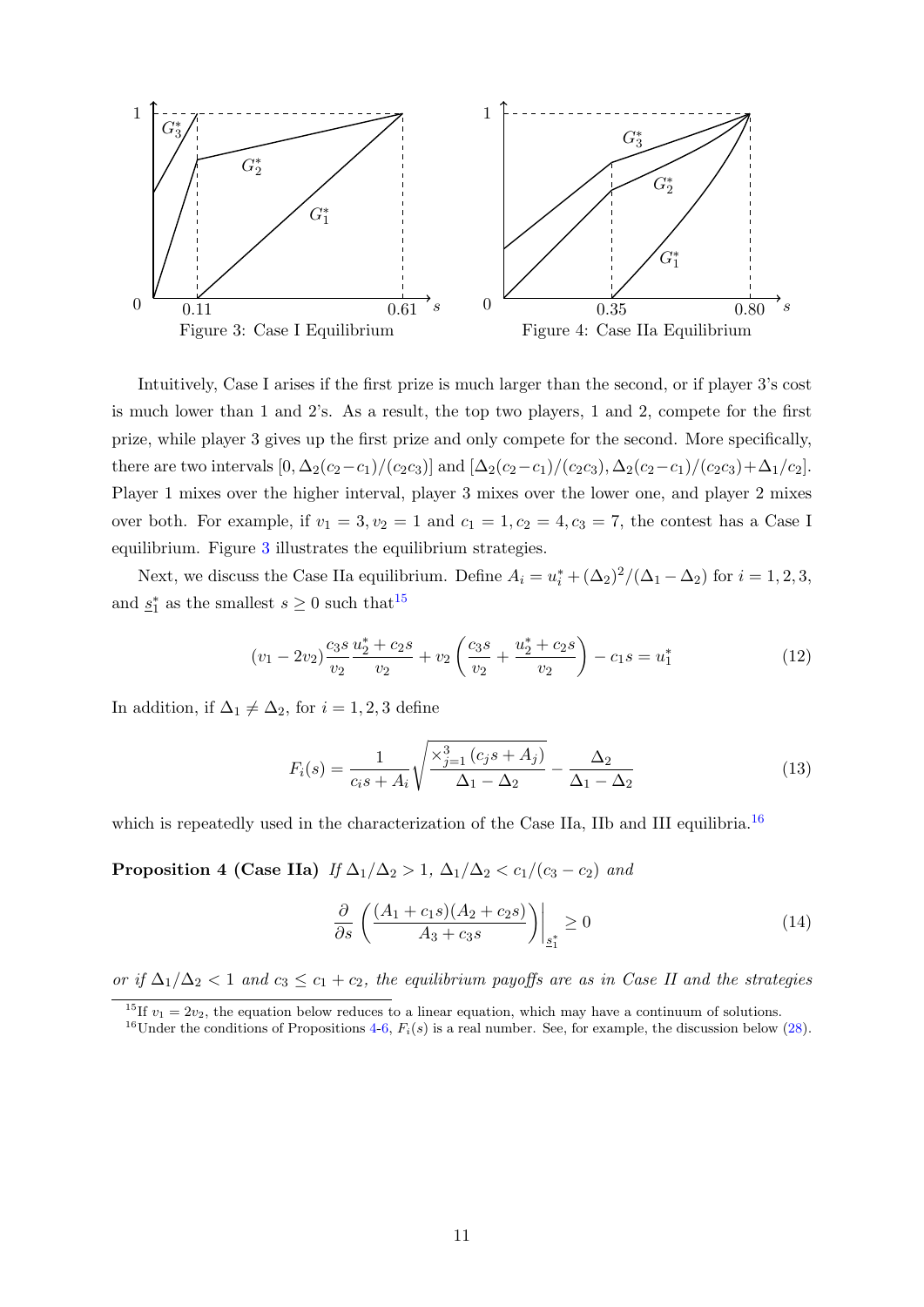Figure 3: Case I Equilibrium

Figure 4: Case IIa Equilibrium

Intuitively, Case I arises if the first prize is much larger than the second, or if player 3's cost is much lower than 1 and 2's. As a result, the top two players, 1 and 2, compete for the first prize, while player 3 gives up the first prize and only compete for the second. More specifically, there are two intervals $[0, \Delta_2(c_2-c_1)/(c_2c_3)]$ and $[\Delta_2(c_2-c_1)/(c_2c_3), \Delta_2(c_2-c_1)/(c_2c_3)+\Delta_1/c_2]$. Player 1 mixes over the higher interval, player 3 mixes over the lower one, and player 2 mixes over both. For example, if $v_1 = 3, v_2 = 1$ and $c_1 = 1, c_2 = 4, c_3 = 7$, the contest has a Case I equilibrium. Figure 3 illustrates the equilibrium strategies.

Next, we discuss the Case IIa equilibrium. Define $A_i = u_i^* + (\Delta_2)^2/(\Delta_1 - \Delta_2)$ for $i = 1, 2, 3$, and $\underline{s}_1^*$ as the smallest $s \geq 0$ such that[15]

$$(v_1 - 2v_2)\frac{c_3 s}{v_2}\frac{u_2^* + c_2 s}{v_2} + v_2\left(\frac{c_3 s}{v_2} + \frac{u_2^* + c_2 s}{v_2}\right) - c_1 s = u_1^* \tag{12}$$

In addition, if $\Delta_1 \neq \Delta_2$, for $i = 1, 2, 3$ define

$$F_i(s) = \frac{1}{c_i s + A_i}\sqrt{\frac{\times_{j=1}^3 (c_j s + A_j)}{\Delta_1 - \Delta_2}} - \frac{\Delta_2}{\Delta_1 - \Delta_2} \tag{13}$$

which is repeatedly used in the characterization of the Case IIa, IIb and III equilibria.[16]

**Proposition 4 (Case IIa)** *If $\Delta_1/\Delta_2 > 1$, $\Delta_1/\Delta_2 < c_1/(c_3 - c_2)$ and*

$$\frac{\partial}{\partial s}\left(\frac{(A_1 + c_1 s)(A_2 + c_2 s)}{A_3 + c_3 s}\right)\bigg|_{\underline{s}_1^*} \geq 0 \tag{14}$$

*or if $\Delta_1/\Delta_2 < 1$ and $c_3 \leq c_1 + c_2$, the equilibrium payoffs are as in Case II and the strategies*

[15] If $v_1 = 2v_2$, the equation below reduces to a linear equation, which may have a continuum of solutions.

[16] Under the conditions of Propositions 4-6, $F_i(s)$ is a real number. See, for example, the discussion below (28).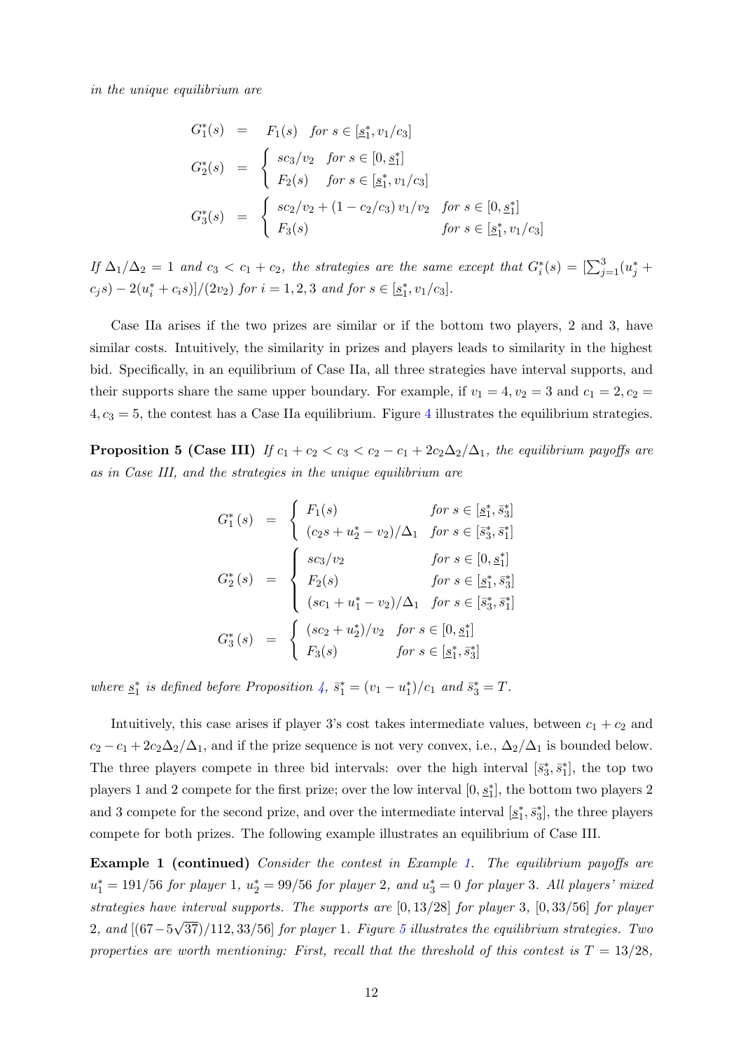*in the unique equilibrium are*

$$
\begin{aligned}
G_1^*(s) &= F_1(s) \quad \text{for } s \in [\underline{s}_1^*, v_1/c_3] \\
G_2^*(s) &= \begin{cases} sc_3/v_2 & \text{for } s \in [0, \underline{s}_1^*] \\ F_2(s) & \text{for } s \in [\underline{s}_1^*, v_1/c_3] \end{cases} \\
G_3^*(s) &= \begin{cases} sc_2/v_2 + (1 - c_2/c_3)\, v_1/v_2 & \text{for } s \in [0, \underline{s}_1^*] \\ F_3(s) & \text{for } s \in [\underline{s}_1^*, v_1/c_3] \end{cases}
\end{aligned}
$$

*If $\Delta_1/\Delta_2 = 1$ and $c_3 < c_1 + c_2$, the strategies are the same except that $G_i^*(s) = [\sum_{j=1}^{3}(u_j^* + c_j s) - 2(u_i^* + c_i s)]/(2v_2)$ for $i = 1, 2, 3$ and for $s \in [\underline{s}_1^*, v_1/c_3]$.*

Case IIa arises if the two prizes are similar or if the bottom two players, 2 and 3, have similar costs. Intuitively, the similarity in prizes and players leads to similarity in the highest bid. Specifically, in an equilibrium of Case IIa, all three strategies have interval supports, and their supports share the same upper boundary. For example, if $v_1 = 4, v_2 = 3$ and $c_1 = 2, c_2 = 4, c_3 = 5$, the contest has a Case IIa equilibrium. Figure 4 illustrates the equilibrium strategies.

**Proposition 5 (Case III)** *If $c_1 + c_2 < c_3 < c_2 - c_1 + 2c_2\Delta_2/\Delta_1$, the equilibrium payoffs are as in Case III, and the strategies in the unique equilibrium are*

$$
\begin{aligned}
G_1^*(s) &= \begin{cases} F_1(s) & \text{for } s \in [\underline{s}_1^*, \bar{s}_3^*] \\ (c_2 s + u_2^* - v_2)/\Delta_1 & \text{for } s \in [\bar{s}_3^*, \bar{s}_1^*] \end{cases} \\
G_2^*(s) &= \begin{cases} sc_3/v_2 & \text{for } s \in [0, \underline{s}_1^*] \\ F_2(s) & \text{for } s \in [\underline{s}_1^*, \bar{s}_3^*] \\ (sc_1 + u_1^* - v_2)/\Delta_1 & \text{for } s \in [\bar{s}_3^*, \bar{s}_1^*] \end{cases} \\
G_3^*(s) &= \begin{cases} (sc_2 + u_2^*)/v_2 & \text{for } s \in [0, \underline{s}_1^*] \\ F_3(s) & \text{for } s \in [\underline{s}_1^*, \bar{s}_3^*] \end{cases}
\end{aligned}
$$

*where $\underline{s}_1^*$ is defined before Proposition 4, $\bar{s}_1^* = (v_1 - u_1^*)/c_1$ and $\bar{s}_3^* = T$.*

Intuitively, this case arises if player 3's cost takes intermediate values, between $c_1 + c_2$ and $c_2 - c_1 + 2c_2\Delta_2/\Delta_1$, and if the prize sequence is not very convex, i.e., $\Delta_2/\Delta_1$ is bounded below. The three players compete in three bid intervals: over the high interval $[\bar{s}_3^*, \bar{s}_1^*]$, the top two players 1 and 2 compete for the first prize; over the low interval $[0, \underline{s}_1^*]$, the bottom two players 2 and 3 compete for the second prize, and over the intermediate interval $[\underline{s}_1^*, \bar{s}_3^*]$, the three players compete for both prizes. The following example illustrates an equilibrium of Case III.

**Example 1 (continued)** *Consider the contest in Example 1. The equilibrium payoffs are $u_1^* = 191/56$ for player 1, $u_2^* = 99/56$ for player 2, and $u_3^* = 0$ for player 3. All players' mixed strategies have interval supports. The supports are $[0, 13/28]$ for player 3, $[0, 33/56]$ for player 2, and $[(67 - 5\sqrt{37})/112, 33/56]$ for player 1. Figure 5 illustrates the equilibrium strategies. Two properties are worth mentioning: First, recall that the threshold of this contest is $T = 13/28$,*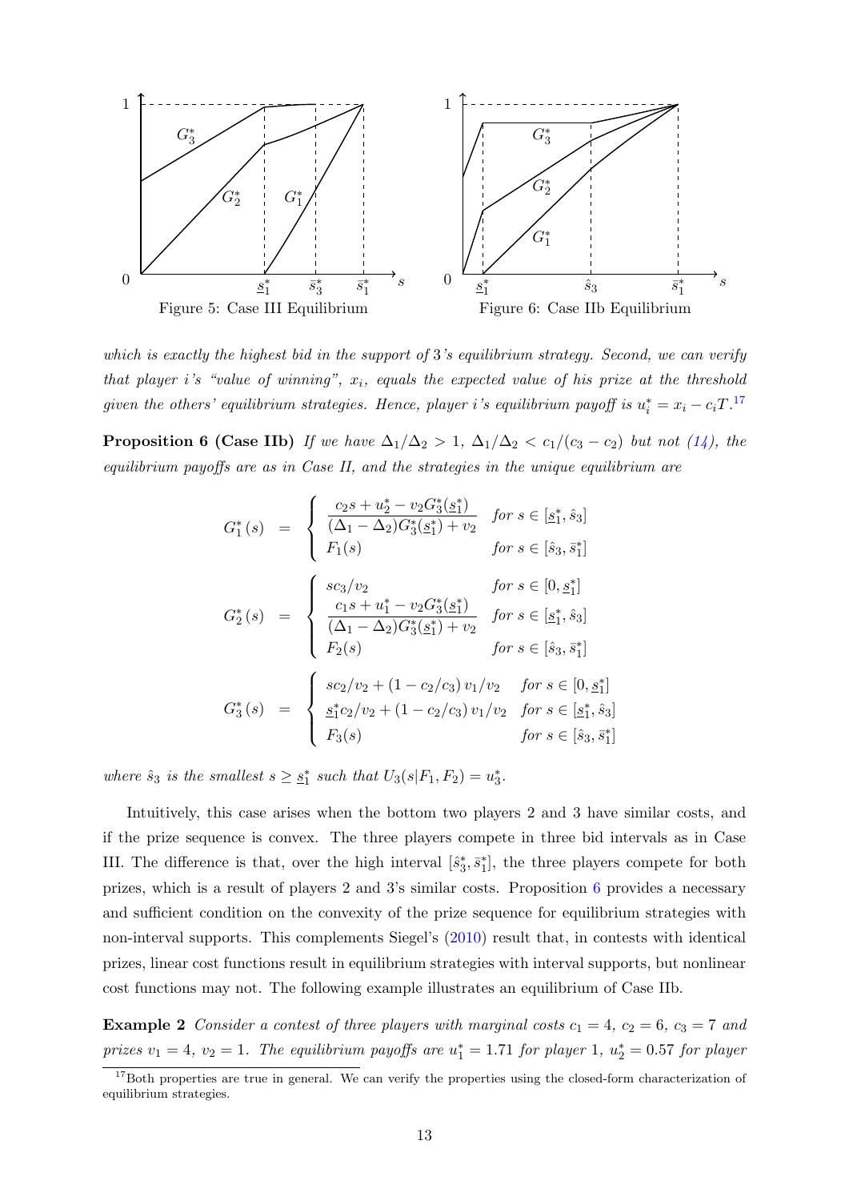Figure 5: Case III Equilibrium

Figure 6: Case IIb Equilibrium

*which is exactly the highest bid in the support of 3's equilibrium strategy. Second, we can verify that player $i$'s "value of winning", $x_i$, equals the expected value of his prize at the threshold given the others' equilibrium strategies. Hence, player $i$'s equilibrium payoff is $u_i^* = x_i - c_i T$.*[17]

**Proposition 6 (Case IIb)** *If we have $\Delta_1/\Delta_2 > 1$, $\Delta_1/\Delta_2 < c_1/(c_3 - c_2)$ but not (14), the equilibrium payoffs are as in Case II, and the strategies in the unique equilibrium are*

$$G_1^*(s) = \begin{cases} \dfrac{c_2 s + u_2^* - v_2 G_3^*(\underline{s}_1^*)}{(\Delta_1 - \Delta_2)G_3^*(\underline{s}_1^*) + v_2} & \text{for } s \in [\underline{s}_1^*, \hat{s}_3] \\ F_1(s) & \text{for } s \in [\hat{s}_3, \bar{s}_1^*] \end{cases}$$

$$G_2^*(s) = \begin{cases} sc_3/v_2 & \text{for } s \in [0, \underline{s}_1^*] \\ \dfrac{c_1 s + u_1^* - v_2 G_3^*(\underline{s}_1^*)}{(\Delta_1 - \Delta_2)G_3^*(\underline{s}_1^*) + v_2} & \text{for } s \in [\underline{s}_1^*, \hat{s}_3] \\ F_2(s) & \text{for } s \in [\hat{s}_3, \bar{s}_1^*] \end{cases}$$

$$G_3^*(s) = \begin{cases} sc_2/v_2 + (1 - c_2/c_3)\, v_1/v_2 & \text{for } s \in [0, \underline{s}_1^*] \\ \underline{s}_1^* c_2/v_2 + (1 - c_2/c_3)\, v_1/v_2 & \text{for } s \in [\underline{s}_1^*, \hat{s}_3] \\ F_3(s) & \text{for } s \in [\hat{s}_3, \bar{s}_1^*] \end{cases}$$

*where $\hat{s}_3$ is the smallest $s \geq \underline{s}_1^*$ such that $U_3(s|F_1, F_2) = u_3^*$.*

Intuitively, this case arises when the bottom two players 2 and 3 have similar costs, and if the prize sequence is convex. The three players compete in three bid intervals as in Case III. The difference is that, over the high interval $[\hat{s}_3^*, \bar{s}_1^*]$, the three players compete for both prizes, which is a result of players 2 and 3's similar costs. Proposition 6 provides a necessary and sufficient condition on the convexity of the prize sequence for equilibrium strategies with non-interval supports. This complements Siegel's (2010) result that, in contests with identical prizes, linear cost functions result in equilibrium strategies with interval supports, but nonlinear cost functions may not. The following example illustrates an equilibrium of Case IIb.

**Example 2** *Consider a contest of three players with marginal costs $c_1 = 4$, $c_2 = 6$, $c_3 = 7$ and prizes $v_1 = 4$, $v_2 = 1$. The equilibrium payoffs are $u_1^* = 1.71$ for player 1, $u_2^* = 0.57$ for player*

[17] Both properties are true in general. We can verify the properties using the closed-form characterization of equilibrium strategies.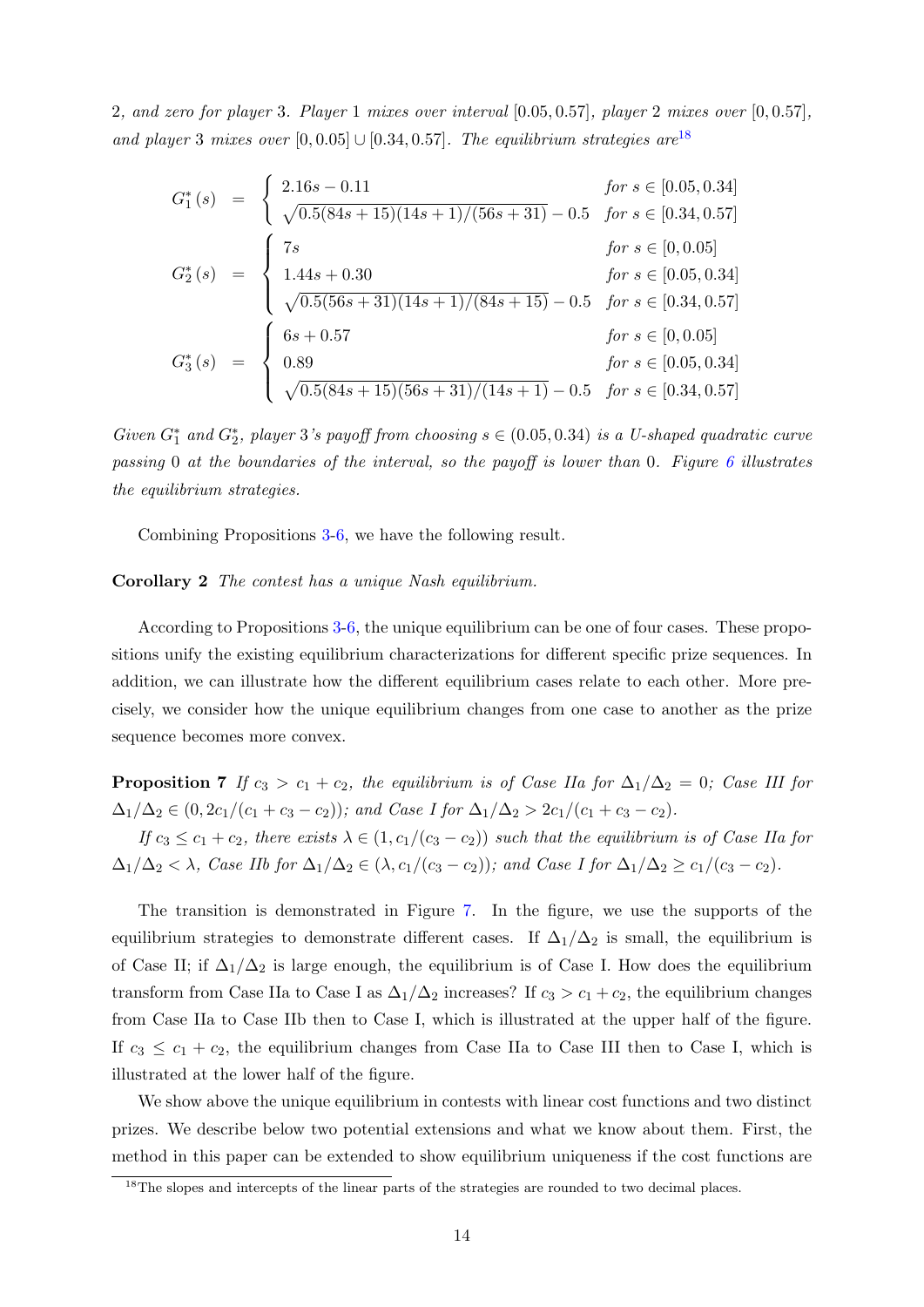*2, and zero for player 3. Player 1 mixes over interval $[0.05, 0.57]$, player 2 mixes over $[0, 0.57]$, and player 3 mixes over $[0, 0.05] \cup [0.34, 0.57]$. The equilibrium strategies are*[18]

$$
\begin{aligned}
G_1^*(s) &= \begin{cases} 2.16s - 0.11 & \text{for } s \in [0.05, 0.34] \\ \sqrt{0.5(84s+15)(14s+1)/(56s+31)} - 0.5 & \text{for } s \in [0.34, 0.57] \end{cases} \\
G_2^*(s) &= \begin{cases} 7s & \text{for } s \in [0, 0.05] \\ 1.44s + 0.30 & \text{for } s \in [0.05, 0.34] \\ \sqrt{0.5(56s+31)(14s+1)/(84s+15)} - 0.5 & \text{for } s \in [0.34, 0.57] \end{cases} \\
G_3^*(s) &= \begin{cases} 6s + 0.57 & \text{for } s \in [0, 0.05] \\ 0.89 & \text{for } s \in [0.05, 0.34] \\ \sqrt{0.5(84s+15)(56s+31)/(14s+1)} - 0.5 & \text{for } s \in [0.34, 0.57] \end{cases}
\end{aligned}
$$

*Given $G_1^*$ and $G_2^*$, player 3's payoff from choosing $s \in (0.05, 0.34)$ is a U-shaped quadratic curve passing 0 at the boundaries of the interval, so the payoff is lower than 0. Figure 6 illustrates the equilibrium strategies.*

Combining Propositions 3-6, we have the following result.

**Corollary 2** *The contest has a unique Nash equilibrium.*

According to Propositions 3-6, the unique equilibrium can be one of four cases. These propositions unify the existing equilibrium characterizations for different specific prize sequences. In addition, we can illustrate how the different equilibrium cases relate to each other. More precisely, we consider how the unique equilibrium changes from one case to another as the prize sequence becomes more convex.

**Proposition 7** *If $c_3 > c_1 + c_2$, the equilibrium is of Case IIa for $\Delta_1/\Delta_2 = 0$; Case III for $\Delta_1/\Delta_2 \in (0, 2c_1/(c_1 + c_3 - c_2))$; and Case I for $\Delta_1/\Delta_2 > 2c_1/(c_1 + c_3 - c_2)$.*

*If $c_3 \leq c_1 + c_2$, there exists $\lambda \in (1, c_1/(c_3 - c_2))$ such that the equilibrium is of Case IIa for $\Delta_1/\Delta_2 < \lambda$, Case IIb for $\Delta_1/\Delta_2 \in (\lambda, c_1/(c_3 - c_2))$; and Case I for $\Delta_1/\Delta_2 \geq c_1/(c_3 - c_2)$.*

The transition is demonstrated in Figure 7. In the figure, we use the supports of the equilibrium strategies to demonstrate different cases. If $\Delta_1/\Delta_2$ is small, the equilibrium is of Case II; if $\Delta_1/\Delta_2$ is large enough, the equilibrium is of Case I. How does the equilibrium transform from Case IIa to Case I as $\Delta_1/\Delta_2$ increases? If $c_3 > c_1 + c_2$, the equilibrium changes from Case IIa to Case IIb then to Case I, which is illustrated at the upper half of the figure. If $c_3 \leq c_1 + c_2$, the equilibrium changes from Case IIa to Case III then to Case I, which is illustrated at the lower half of the figure.

We show above the unique equilibrium in contests with linear cost functions and two distinct prizes. We describe below two potential extensions and what we know about them. First, the method in this paper can be extended to show equilibrium uniqueness if the cost functions are

[18] The slopes and intercepts of the linear parts of the strategies are rounded to two decimal places.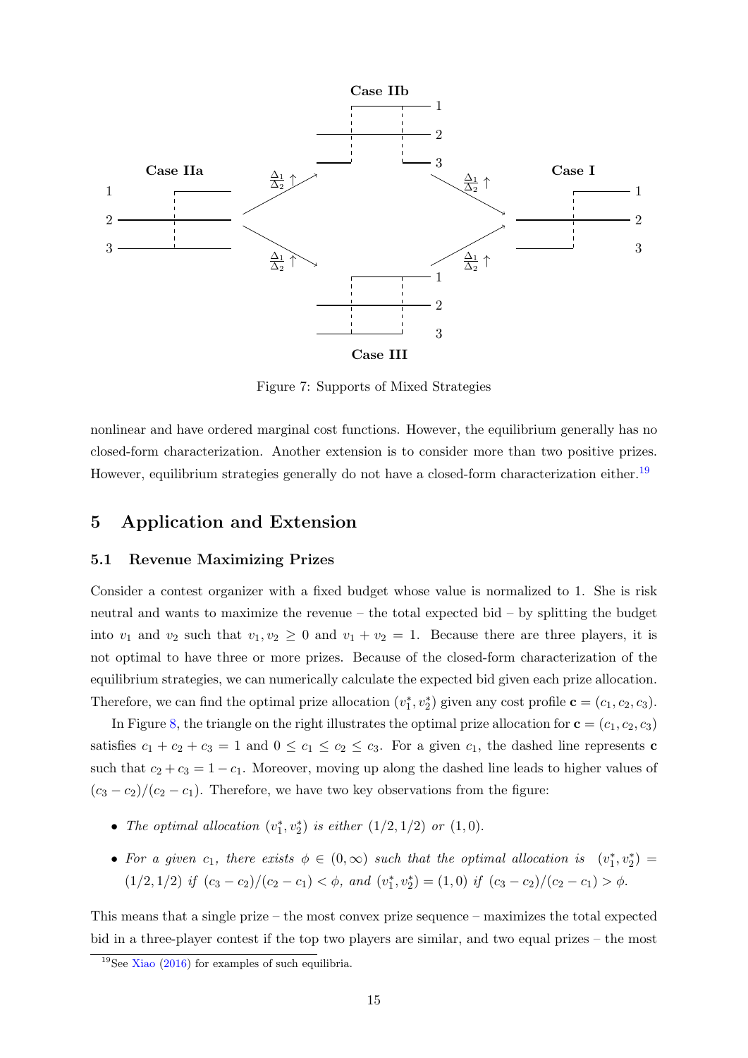Figure 7: Supports of Mixed Strategies

nonlinear and have ordered marginal cost functions. However, the equilibrium generally has no closed-form characterization. Another extension is to consider more than two positive prizes. However, equilibrium strategies generally do not have a closed-form characterization either.[19]

## 5 Application and Extension

### 5.1 Revenue Maximizing Prizes

Consider a contest organizer with a fixed budget whose value is normalized to 1. She is risk neutral and wants to maximize the revenue – the total expected bid – by splitting the budget into $v_1$ and $v_2$ such that $v_1, v_2 \geq 0$ and $v_1 + v_2 = 1$. Because there are three players, it is not optimal to have three or more prizes. Because of the closed-form characterization of the equilibrium strategies, we can numerically calculate the expected bid given each prize allocation. Therefore, we can find the optimal prize allocation $(v_1^*, v_2^*)$ given any cost profile $\mathbf{c} = (c_1, c_2, c_3)$.

In Figure 8, the triangle on the right illustrates the optimal prize allocation for $\mathbf{c} = (c_1, c_2, c_3)$ satisfies $c_1 + c_2 + c_3 = 1$ and $0 \leq c_1 \leq c_2 \leq c_3$. For a given $c_1$, the dashed line represents $\mathbf{c}$ such that $c_2 + c_3 = 1 - c_1$. Moreover, moving up along the dashed line leads to higher values of $(c_3 - c_2)/(c_2 - c_1)$. Therefore, we have two key observations from the figure:

- *The optimal allocation* $(v_1^*, v_2^*)$ *is either* $(1/2, 1/2)$ *or* $(1, 0)$.
- *For a given* $c_1$*, there exists* $\phi \in (0, \infty)$ *such that the optimal allocation is* $(v_1^*, v_2^*) = (1/2, 1/2)$ *if* $(c_3 - c_2)/(c_2 - c_1) < \phi$*, and* $(v_1^*, v_2^*) = (1, 0)$ *if* $(c_3 - c_2)/(c_2 - c_1) > \phi$.

This means that a single prize – the most convex prize sequence – maximizes the total expected bid in a three-player contest if the top two players are similar, and two equal prizes – the most

[19] See Xiao (2016) for examples of such equilibria.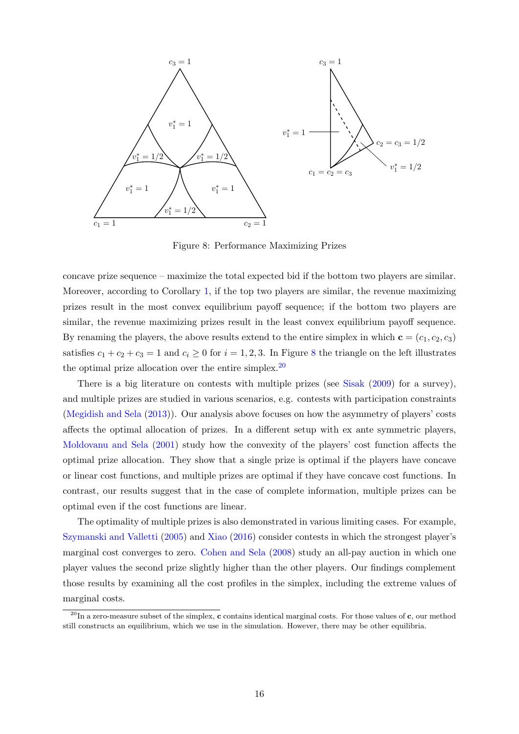Figure 8: Performance Maximizing Prizes

concave prize sequence – maximize the total expected bid if the bottom two players are similar. Moreover, according to Corollary 1, if the top two players are similar, the revenue maximizing prizes result in the most convex equilibrium payoff sequence; if the bottom two players are similar, the revenue maximizing prizes result in the least convex equilibrium payoff sequence. By renaming the players, the above results extend to the entire simplex in which $\mathbf{c} = (c_1, c_2, c_3)$ satisfies $c_1 + c_2 + c_3 = 1$ and $c_i \geq 0$ for $i = 1, 2, 3$. In Figure 8 the triangle on the left illustrates the optimal prize allocation over the entire simplex.[20]

There is a big literature on contests with multiple prizes (see Sisak (2009) for a survey), and multiple prizes are studied in various scenarios, e.g. contests with participation constraints (Megidish and Sela (2013)). Our analysis above focuses on how the asymmetry of players' costs affects the optimal allocation of prizes. In a different setup with ex ante symmetric players, Moldovanu and Sela (2001) study how the convexity of the players' cost function affects the optimal prize allocation. They show that a single prize is optimal if the players have concave or linear cost functions, and multiple prizes are optimal if they have concave cost functions. In contrast, our results suggest that in the case of complete information, multiple prizes can be optimal even if the cost functions are linear.

The optimality of multiple prizes is also demonstrated in various limiting cases. For example, Szymanski and Valletti (2005) and Xiao (2016) consider contests in which the strongest player's marginal cost converges to zero. Cohen and Sela (2008) study an all-pay auction in which one player values the second prize slightly higher than the other players. Our findings complement those results by examining all the cost profiles in the simplex, including the extreme values of marginal costs.

[20] In a zero-measure subset of the simplex, $\mathbf{c}$ contains identical marginal costs. For those values of $\mathbf{c}$, our method still constructs an equilibrium, which we use in the simulation. However, there may be other equilibria.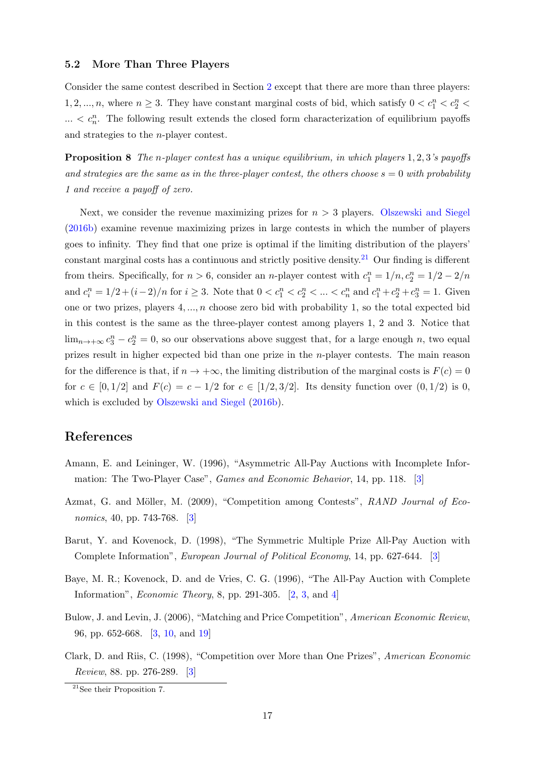### 5.2 More Than Three Players

Consider the same contest described in Section 2 except that there are more than three players: $1, 2, ..., n$, where $n \geq 3$. They have constant marginal costs of bid, which satisfy $0 < c_1^n < c_2^n < ... < c_n^n$. The following result extends the closed form characterization of equilibrium payoffs and strategies to the $n$-player contest.

**Proposition 8** *The $n$-player contest has a unique equilibrium, in which players 1, 2, 3's payoffs and strategies are the same as in the three-player contest, the others choose $s = 0$ with probability 1 and receive a payoff of zero.*

Next, we consider the revenue maximizing prizes for $n > 3$ players. Olszewski and Siegel (2016b) examine revenue maximizing prizes in large contests in which the number of players goes to infinity. They find that one prize is optimal if the limiting distribution of the players' constant marginal costs has a continuous and strictly positive density.[21] Our finding is different from theirs. Specifically, for $n > 6$, consider an $n$-player contest with $c_1^n = 1/n, c_2^n = 1/2 - 2/n$ and $c_i^n = 1/2 + (i-2)/n$ for $i \geq 3$. Note that $0 < c_1^n < c_2^n < ... < c_n^n$ and $c_1^n + c_2^n + c_3^n = 1$. Given one or two prizes, players $4, ..., n$ choose zero bid with probability 1, so the total expected bid in this contest is the same as the three-player contest among players 1, 2 and 3. Notice that $\lim_{n \to +\infty} c_3^n - c_2^n = 0$, so our observations above suggest that, for a large enough $n$, two equal prizes result in higher expected bid than one prize in the $n$-player contests. The main reason for the difference is that, if $n \to +\infty$, the limiting distribution of the marginal costs is $F(c) = 0$ for $c \in [0, 1/2]$ and $F(c) = c - 1/2$ for $c \in [1/2, 3/2]$. Its density function over $(0, 1/2)$ is 0, which is excluded by Olszewski and Siegel (2016b).

## References

Amann, E. and Leininger, W. (1996), "Asymmetric All-Pay Auctions with Incomplete Information: The Two-Player Case", *Games and Economic Behavior*, 14, pp. 118. [3]

Azmat, G. and Möller, M. (2009), "Competition among Contests", *RAND Journal of Economics*, 40, pp. 743-768. [3]

Barut, Y. and Kovenock, D. (1998), "The Symmetric Multiple Prize All-Pay Auction with Complete Information", *European Journal of Political Economy*, 14, pp. 627-644. [3]

Baye, M. R.; Kovenock, D. and de Vries, C. G. (1996), "The All-Pay Auction with Complete Information", *Economic Theory*, 8, pp. 291-305. [2, 3, and 4]

Bulow, J. and Levin, J. (2006), "Matching and Price Competition", *American Economic Review*, 96, pp. 652-668. [3, 10, and 19]

Clark, D. and Riis, C. (1998), "Competition over More than One Prizes", *American Economic Review*, 88. pp. 276-289. [3]

[21] See their Proposition 7.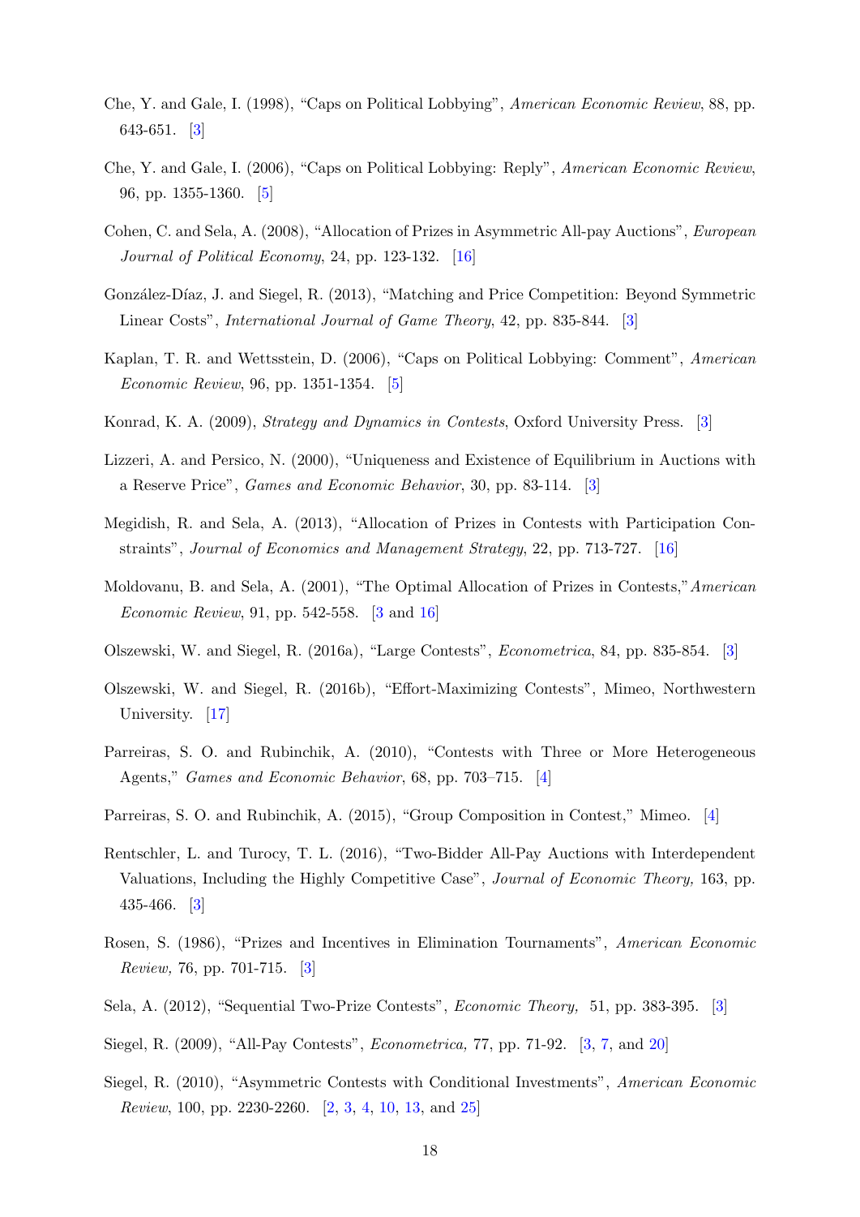Che, Y. and Gale, I. (1998), "Caps on Political Lobbying", *American Economic Review*, 88, pp. 643-651. [3]

Che, Y. and Gale, I. (2006), "Caps on Political Lobbying: Reply", *American Economic Review*, 96, pp. 1355-1360. [5]

Cohen, C. and Sela, A. (2008), "Allocation of Prizes in Asymmetric All-pay Auctions", *European Journal of Political Economy*, 24, pp. 123-132. [16]

González-Díaz, J. and Siegel, R. (2013), "Matching and Price Competition: Beyond Symmetric Linear Costs", *International Journal of Game Theory*, 42, pp. 835-844. [3]

Kaplan, T. R. and Wettsstein, D. (2006), "Caps on Political Lobbying: Comment", *American Economic Review*, 96, pp. 1351-1354. [5]

Konrad, K. A. (2009), *Strategy and Dynamics in Contests*, Oxford University Press. [3]

Lizzeri, A. and Persico, N. (2000), "Uniqueness and Existence of Equilibrium in Auctions with a Reserve Price", *Games and Economic Behavior*, 30, pp. 83-114. [3]

Megidish, R. and Sela, A. (2013), "Allocation of Prizes in Contests with Participation Constraints", *Journal of Economics and Management Strategy*, 22, pp. 713-727. [16]

Moldovanu, B. and Sela, A. (2001), "The Optimal Allocation of Prizes in Contests,"*American Economic Review*, 91, pp. 542-558. [3 and 16]

Olszewski, W. and Siegel, R. (2016a), "Large Contests", *Econometrica*, 84, pp. 835-854. [3]

Olszewski, W. and Siegel, R. (2016b), "Effort-Maximizing Contests", Mimeo, Northwestern University. [17]

Parreiras, S. O. and Rubinchik, A. (2010), "Contests with Three or More Heterogeneous Agents," *Games and Economic Behavior*, 68, pp. 703–715. [4]

Parreiras, S. O. and Rubinchik, A. (2015), "Group Composition in Contest," Mimeo. [4]

Rentschler, L. and Turocy, T. L. (2016), "Two-Bidder All-Pay Auctions with Interdependent Valuations, Including the Highly Competitive Case", *Journal of Economic Theory,* 163, pp. 435-466. [3]

Rosen, S. (1986), "Prizes and Incentives in Elimination Tournaments", *American Economic Review,* 76, pp. 701-715. [3]

Sela, A. (2012), "Sequential Two-Prize Contests", *Economic Theory,* 51, pp. 383-395. [3]

Siegel, R. (2009), "All-Pay Contests", *Econometrica,* 77, pp. 71-92. [3, 7, and 20]

Siegel, R. (2010), "Asymmetric Contests with Conditional Investments", *American Economic Review*, 100, pp. 2230-2260. [2, 3, 4, 10, 13, and 25]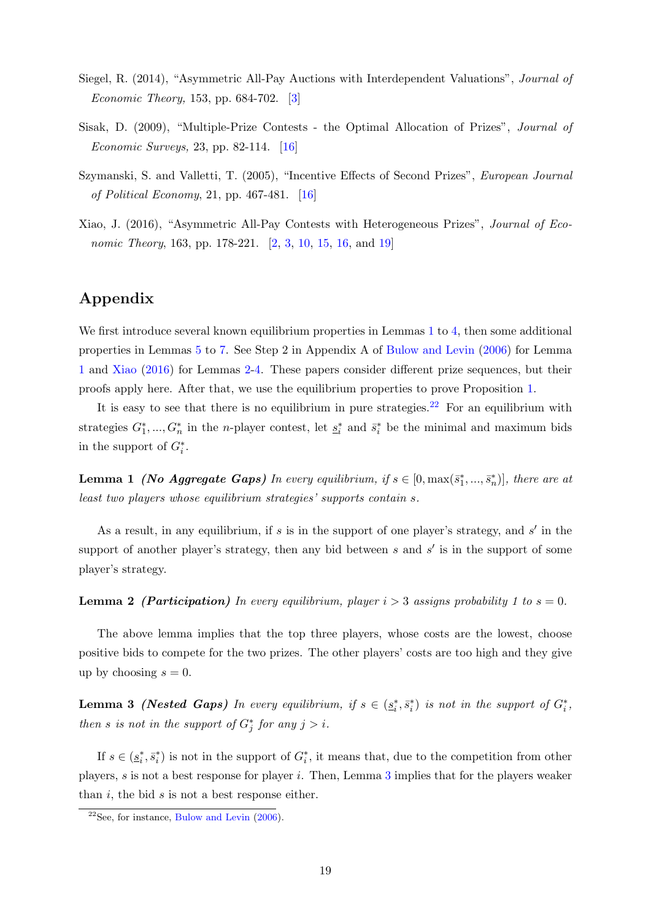Siegel, R. (2014), "Asymmetric All-Pay Auctions with Interdependent Valuations", *Journal of Economic Theory*, 153, pp. 684-702. [3]

Sisak, D. (2009), "Multiple-Prize Contests - the Optimal Allocation of Prizes", *Journal of Economic Surveys*, 23, pp. 82-114. [16]

Szymanski, S. and Valletti, T. (2005), "Incentive Effects of Second Prizes", *European Journal of Political Economy*, 21, pp. 467-481. [16]

Xiao, J. (2016), "Asymmetric All-Pay Contests with Heterogeneous Prizes", *Journal of Economic Theory*, 163, pp. 178-221. [2, 3, 10, 15, 16, and 19]

## Appendix

We first introduce several known equilibrium properties in Lemmas 1 to 4, then some additional properties in Lemmas 5 to 7. See Step 2 in Appendix A of Bulow and Levin (2006) for Lemma 1 and Xiao (2016) for Lemmas 2-4. These papers consider different prize sequences, but their proofs apply here. After that, we use the equilibrium properties to prove Proposition 1.

It is easy to see that there is no equilibrium in pure strategies.[22] For an equilibrium with strategies $G_1^*, ..., G_n^*$ in the $n$-player contest, let $\underline{s}_i^*$ and $\bar{s}_i^*$ be the minimal and maximum bids in the support of $G_i^*$.

**Lemma 1** ***(No Aggregate Gaps)*** *In every equilibrium, if $s \in [0, \max(\bar{s}_1^*, ..., \bar{s}_n^*)]$, there are at least two players whose equilibrium strategies' supports contain $s$.*

As a result, in any equilibrium, if $s$ is in the support of one player's strategy, and $s'$ in the support of another player's strategy, then any bid between $s$ and $s'$ is in the support of some player's strategy.

**Lemma 2** ***(Participation)*** *In every equilibrium, player $i > 3$ assigns probability 1 to $s = 0$.*

The above lemma implies that the top three players, whose costs are the lowest, choose positive bids to compete for the two prizes. The other players' costs are too high and they give up by choosing $s = 0$.

**Lemma 3** ***(Nested Gaps)*** *In every equilibrium, if $s \in (\underline{s}_i^*, \bar{s}_i^*)$ is not in the support of $G_i^*$, then $s$ is not in the support of $G_j^*$ for any $j > i$.*

If $s \in (\underline{s}_i^*, \bar{s}_i^*)$ is not in the support of $G_i^*$, it means that, due to the competition from other players, $s$ is not a best response for player $i$. Then, Lemma 3 implies that for the players weaker than $i$, the bid $s$ is not a best response either.

[22] See, for instance, Bulow and Levin (2006).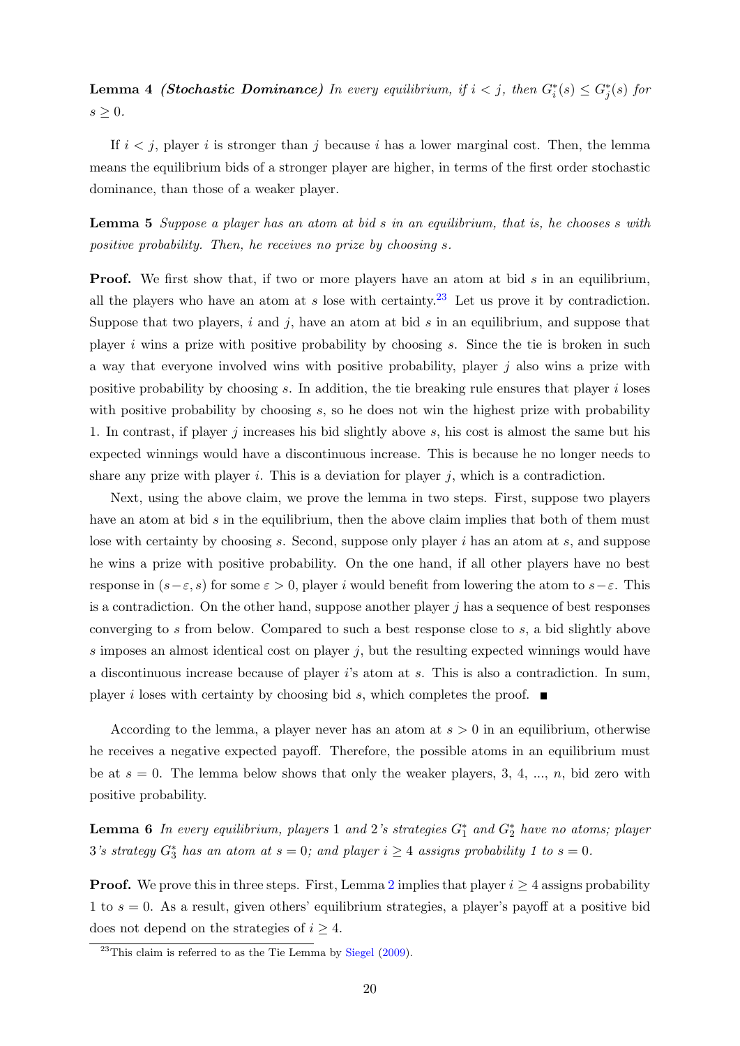**Lemma 4** ***(Stochastic Dominance)*** *In every equilibrium, if $i < j$, then $G_i^*(s) \leq G_j^*(s)$ for $s \geq 0$.*

If $i < j$, player $i$ is stronger than $j$ because $i$ has a lower marginal cost. Then, the lemma means the equilibrium bids of a stronger player are higher, in terms of the first order stochastic dominance, than those of a weaker player.

**Lemma 5** *Suppose a player has an atom at bid $s$ in an equilibrium, that is, he chooses $s$ with positive probability. Then, he receives no prize by choosing $s$.*

**Proof.** We first show that, if two or more players have an atom at bid $s$ in an equilibrium, all the players who have an atom at $s$ lose with certainty.[23] Let us prove it by contradiction. Suppose that two players, $i$ and $j$, have an atom at bid $s$ in an equilibrium, and suppose that player $i$ wins a prize with positive probability by choosing $s$. Since the tie is broken in such a way that everyone involved wins with positive probability, player $j$ also wins a prize with positive probability by choosing $s$. In addition, the tie breaking rule ensures that player $i$ loses with positive probability by choosing $s$, so he does not win the highest prize with probability 1. In contrast, if player $j$ increases his bid slightly above $s$, his cost is almost the same but his expected winnings would have a discontinuous increase. This is because he no longer needs to share any prize with player $i$. This is a deviation for player $j$, which is a contradiction.

Next, using the above claim, we prove the lemma in two steps. First, suppose two players have an atom at bid $s$ in the equilibrium, then the above claim implies that both of them must lose with certainty by choosing $s$. Second, suppose only player $i$ has an atom at $s$, and suppose he wins a prize with positive probability. On the one hand, if all other players have no best response in $(s-\varepsilon, s)$ for some $\varepsilon > 0$, player $i$ would benefit from lowering the atom to $s-\varepsilon$. This is a contradiction. On the other hand, suppose another player $j$ has a sequence of best responses converging to $s$ from below. Compared to such a best response close to $s$, a bid slightly above $s$ imposes an almost identical cost on player $j$, but the resulting expected winnings would have a discontinuous increase because of player $i$'s atom at $s$. This is also a contradiction. In sum, player $i$ loses with certainty by choosing bid $s$, which completes the proof. ■

According to the lemma, a player never has an atom at $s > 0$ in an equilibrium, otherwise he receives a negative expected payoff. Therefore, the possible atoms in an equilibrium must be at $s = 0$. The lemma below shows that only the weaker players, 3, 4, ..., $n$, bid zero with positive probability.

**Lemma 6** *In every equilibrium, players 1 and 2's strategies $G_1^*$ and $G_2^*$ have no atoms; player 3's strategy $G_3^*$ has an atom at $s = 0$; and player $i \geq 4$ assigns probability 1 to $s = 0$.*

**Proof.** We prove this in three steps. First, Lemma 2 implies that player $i \geq 4$ assigns probability 1 to $s = 0$. As a result, given others' equilibrium strategies, a player's payoff at a positive bid does not depend on the strategies of $i \geq 4$.

[23] This claim is referred to as the Tie Lemma by Siegel (2009).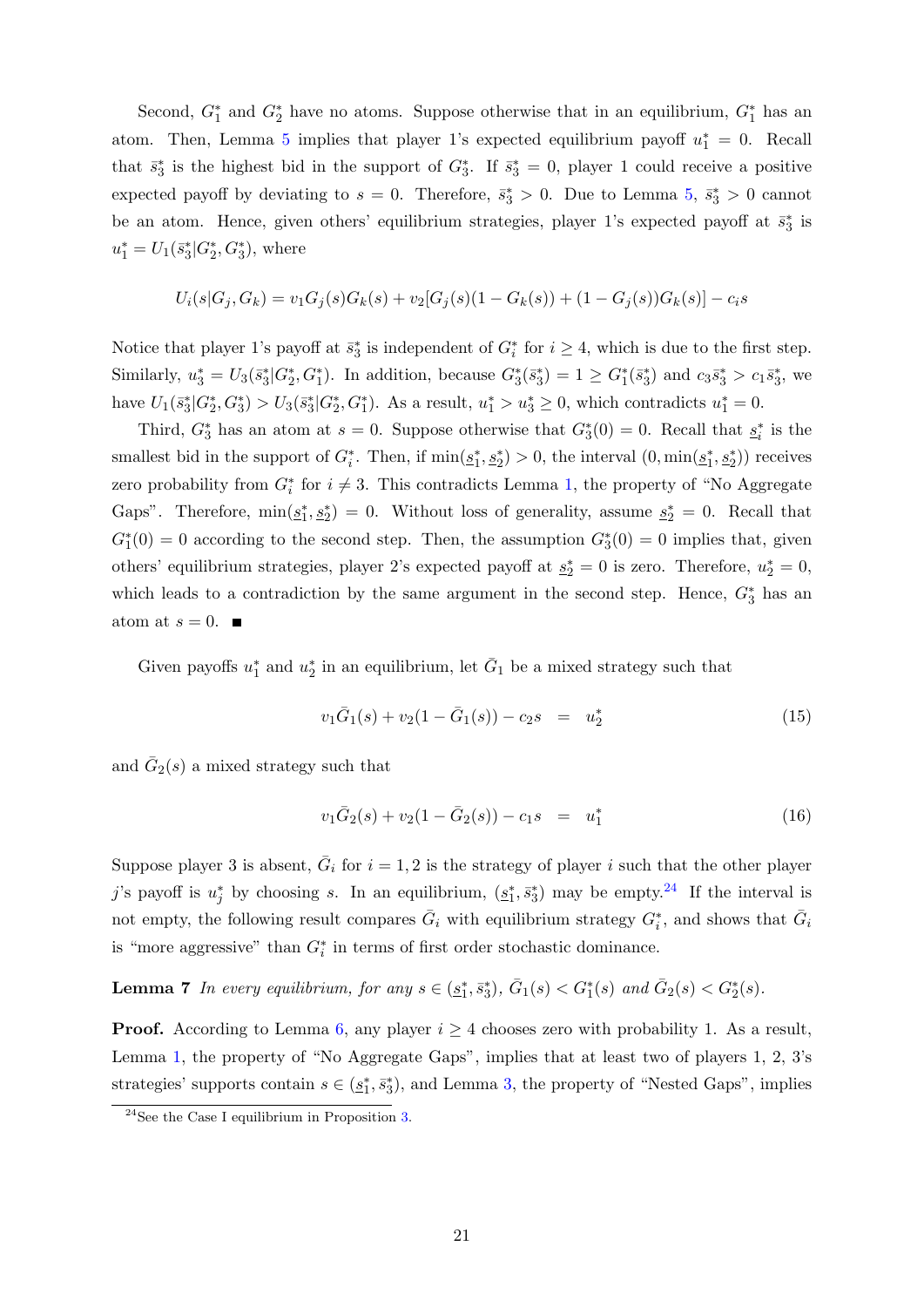Second, $G_1^*$ and $G_2^*$ have no atoms. Suppose otherwise that in an equilibrium, $G_1^*$ has an atom. Then, Lemma 5 implies that player 1's expected equilibrium payoff $u_1^* = 0$. Recall that $\bar{s}_3^*$ is the highest bid in the support of $G_3^*$. If $\bar{s}_3^* = 0$, player 1 could receive a positive expected payoff by deviating to $s = 0$. Therefore, $\bar{s}_3^* > 0$. Due to Lemma 5, $\bar{s}_3^* > 0$ cannot be an atom. Hence, given others' equilibrium strategies, player 1's expected payoff at $\bar{s}_3^*$ is $u_1^* = U_1(\bar{s}_3^*|G_2^*, G_3^*)$, where

$$U_i(s|G_j, G_k) = v_1 G_j(s) G_k(s) + v_2[G_j(s)(1 - G_k(s)) + (1 - G_j(s))G_k(s)] - c_i s$$

Notice that player 1's payoff at $\bar{s}_3^*$ is independent of $G_i^*$ for $i \geq 4$, which is due to the first step. Similarly, $u_3^* = U_3(\bar{s}_3^*|G_2^*, G_1^*)$. In addition, because $G_3^*(\bar{s}_3^*) = 1 \geq G_1^*(\bar{s}_3^*)$ and $c_3\bar{s}_3^* > c_1\bar{s}_3^*$, we have $U_1(\bar{s}_3^*|G_2^*, G_3^*) > U_3(\bar{s}_3^*|G_2^*, G_1^*)$. As a result, $u_1^* > u_3^* \geq 0$, which contradicts $u_1^* = 0$.

Third, $G_3^*$ has an atom at $s = 0$. Suppose otherwise that $G_3^*(0) = 0$. Recall that $\underline{s}_i^*$ is the smallest bid in the support of $G_i^*$. Then, if $\min(\underline{s}_1^*, \underline{s}_2^*) > 0$, the interval $(0, \min(\underline{s}_1^*, \underline{s}_2^*))$ receives zero probability from $G_i^*$ for $i \neq 3$. This contradicts Lemma 1, the property of "No Aggregate Gaps". Therefore, $\min(\underline{s}_1^*, \underline{s}_2^*) = 0$. Without loss of generality, assume $\underline{s}_2^* = 0$. Recall that $G_1^*(0) = 0$ according to the second step. Then, the assumption $G_3^*(0) = 0$ implies that, given others' equilibrium strategies, player 2's expected payoff at $\underline{s}_2^* = 0$ is zero. Therefore, $u_2^* = 0$, which leads to a contradiction by the same argument in the second step. Hence, $G_3^*$ has an atom at $s = 0$. ■

Given payoffs $u_1^*$ and $u_2^*$ in an equilibrium, let $\bar{G}_1$ be a mixed strategy such that

$$v_1\bar{G}_1(s) + v_2(1 - \bar{G}_1(s)) - c_2 s \quad = \quad u_2^* \tag{15}$$

and $\bar{G}_2(s)$ a mixed strategy such that

$$v_1\bar{G}_2(s) + v_2(1 - \bar{G}_2(s)) - c_1 s \quad = \quad u_1^* \tag{16}$$

Suppose player 3 is absent, $\bar{G}_i$ for $i = 1, 2$ is the strategy of player $i$ such that the other player $j$'s payoff is $u_j^*$ by choosing $s$. In an equilibrium, $(\underline{s}_1^*, \bar{s}_3^*)$ may be empty.[24] If the interval is not empty, the following result compares $\bar{G}_i$ with equilibrium strategy $G_i^*$, and shows that $\bar{G}_i$ is "more aggressive" than $G_i^*$ in terms of first order stochastic dominance.

**Lemma 7** *In every equilibrium, for any $s \in (\underline{s}_1^*, \bar{s}_3^*)$, $\bar{G}_1(s) < G_1^*(s)$ and $\bar{G}_2(s) < G_2^*(s)$.*

**Proof.** According to Lemma 6, any player $i \geq 4$ chooses zero with probability 1. As a result, Lemma 1, the property of "No Aggregate Gaps", implies that at least two of players 1, 2, 3's strategies' supports contain $s \in (\underline{s}_1^*, \bar{s}_3^*)$, and Lemma 3, the property of "Nested Gaps", implies

---

[24] See the Case I equilibrium in Proposition 3.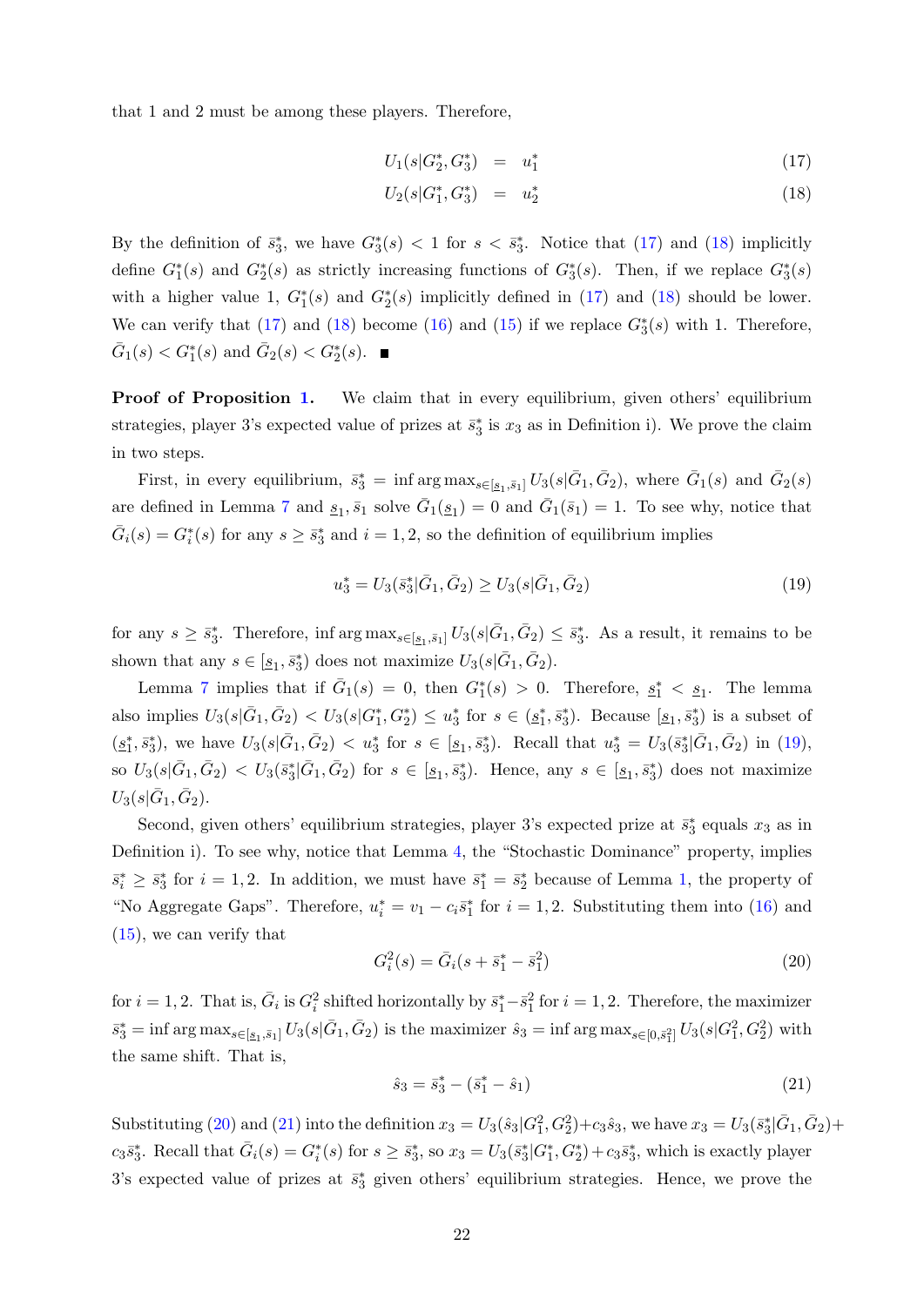that 1 and 2 must be among these players. Therefore,

$$U_1(s|G_2^*, G_3^*) = u_1^* \tag{17}$$

$$U_2(s|G_1^*, G_3^*) = u_2^* \tag{18}$$

By the definition of $\bar{s}_3^*$, we have $G_3^*(s) < 1$ for $s < \bar{s}_3^*$. Notice that (17) and (18) implicitly define $G_1^*(s)$ and $G_2^*(s)$ as strictly increasing functions of $G_3^*(s)$. Then, if we replace $G_3^*(s)$ with a higher value 1, $G_1^*(s)$ and $G_2^*(s)$ implicitly defined in (17) and (18) should be lower. We can verify that (17) and (18) become (16) and (15) if we replace $G_3^*(s)$ with 1. Therefore, $\bar{G}_1(s) < G_1^*(s)$ and $\bar{G}_2(s) < G_2^*(s)$. ∎

**Proof of Proposition 1.** We claim that in every equilibrium, given others' equilibrium strategies, player 3's expected value of prizes at $\bar{s}_3^*$ is $x_3$ as in Definition i). We prove the claim in two steps.

First, in every equilibrium, $\bar{s}_3^* = \inf \arg\max_{s \in [\underline{s}_1, \bar{s}_1]} U_3(s|\bar{G}_1, \bar{G}_2)$, where $\bar{G}_1(s)$ and $\bar{G}_2(s)$ are defined in Lemma 7 and $\underline{s}_1, \bar{s}_1$ solve $\bar{G}_1(\underline{s}_1) = 0$ and $\bar{G}_1(\bar{s}_1) = 1$. To see why, notice that $\bar{G}_i(s) = G_i^*(s)$ for any $s \geq \bar{s}_3^*$ and $i = 1, 2$, so the definition of equilibrium implies

$$u_3^* = U_3(\bar{s}_3^*|\bar{G}_1, \bar{G}_2) \geq U_3(s|\bar{G}_1, \bar{G}_2) \tag{19}$$

for any $s \geq \bar{s}_3^*$. Therefore, $\inf \arg\max_{s \in [\underline{s}_1, \bar{s}_1]} U_3(s|\bar{G}_1, \bar{G}_2) \leq \bar{s}_3^*$. As a result, it remains to be shown that any $s \in [\underline{s}_1, \bar{s}_3^*)$ does not maximize $U_3(s|\bar{G}_1, \bar{G}_2)$.

Lemma 7 implies that if $\bar{G}_1(s) = 0$, then $G_1^*(s) > 0$. Therefore, $\underline{s}_1^* < \underline{s}_1$. The lemma also implies $U_3(s|\bar{G}_1, \bar{G}_2) < U_3(s|G_1^*, G_2^*) \leq u_3^*$ for $s \in (\underline{s}_1^*, \bar{s}_3^*)$. Because $[\underline{s}_1, \bar{s}_3^*)$ is a subset of $(\underline{s}_1^*, \bar{s}_3^*)$, we have $U_3(s|\bar{G}_1, \bar{G}_2) < u_3^*$ for $s \in [\underline{s}_1, \bar{s}_3^*)$. Recall that $u_3^* = U_3(\bar{s}_3^*|\bar{G}_1, \bar{G}_2)$ in (19), so $U_3(s|\bar{G}_1, \bar{G}_2) < U_3(\bar{s}_3^*|\bar{G}_1, \bar{G}_2)$ for $s \in [\underline{s}_1, \bar{s}_3^*)$. Hence, any $s \in [\underline{s}_1, \bar{s}_3^*)$ does not maximize $U_3(s|\bar{G}_1, \bar{G}_2)$.

Second, given others' equilibrium strategies, player 3's expected prize at $\bar{s}_3^*$ equals $x_3$ as in Definition i). To see why, notice that Lemma 4, the "Stochastic Dominance" property, implies $\bar{s}_i^* \geq \bar{s}_3^*$ for $i = 1, 2$. In addition, we must have $\bar{s}_1^* = \bar{s}_2^*$ because of Lemma 1, the property of "No Aggregate Gaps". Therefore, $u_i^* = v_1 - c_i\bar{s}_1^*$ for $i = 1, 2$. Substituting them into (16) and (15), we can verify that

$$G_i^2(s) = \bar{G}_i(s + \bar{s}_1^* - \bar{s}_1^2) \tag{20}$$

for $i = 1, 2$. That is, $\bar{G}_i$ is $G_i^2$ shifted horizontally by $\bar{s}_1^* - \bar{s}_1^2$ for $i = 1, 2$. Therefore, the maximizer $\bar{s}_3^* = \inf \arg\max_{s \in [\underline{s}_1, \bar{s}_1]} U_3(s|\bar{G}_1, \bar{G}_2)$ is the maximizer $\hat{s}_3 = \inf \arg\max_{s \in [0, \bar{s}_1^2]} U_3(s|G_1^2, G_2^2)$ with the same shift. That is,

$$\hat{s}_3 = \bar{s}_3^* - (\bar{s}_1^* - \hat{s}_1) \tag{21}$$

Substituting (20) and (21) into the definition $x_3 = U_3(\hat{s}_3|G_1^2, G_2^2) + c_3\hat{s}_3$, we have $x_3 = U_3(\bar{s}_3^*|\bar{G}_1, \bar{G}_2) + c_3\bar{s}_3^*$. Recall that $\bar{G}_i(s) = G_i^*(s)$ for $s \geq \bar{s}_3^*$, so $x_3 = U_3(\bar{s}_3^*|G_1^*, G_2^*) + c_3\bar{s}_3^*$, which is exactly player 3's expected value of prizes at $\bar{s}_3^*$ given others' equilibrium strategies. Hence, we prove the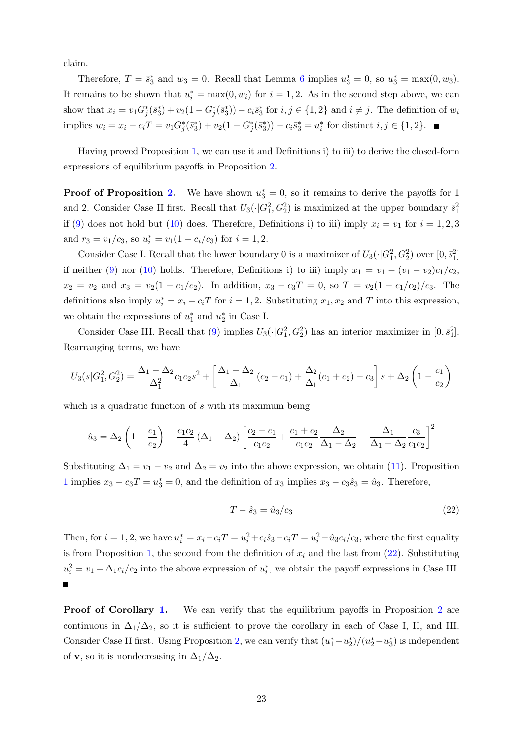claim.

Therefore, $T = \bar{s}_3^*$ and $w_3 = 0$. Recall that Lemma 6 implies $u_3^* = 0$, so $u_3^* = \max(0, w_3)$. It remains to be shown that $u_i^* = \max(0, w_i)$ for $i = 1, 2$. As in the second step above, we can show that $x_i = v_1 G_j^*(\bar{s}_3^*) + v_2(1 - G_j^*(\bar{s}_3^*)) - c_i \bar{s}_3^*$ for $i, j \in \{1, 2\}$ and $i \neq j$. The definition of $w_i$ implies $w_i = x_i - c_i T = v_1 G_j^*(\bar{s}_3^*) + v_2(1 - G_j^*(\bar{s}_3^*)) - c_i \bar{s}_3^* = u_i^*$ for distinct $i, j \in \{1, 2\}$. ■

Having proved Proposition 1, we can use it and Definitions i) to iii) to derive the closed-form expressions of equilibrium payoffs in Proposition 2.

**Proof of Proposition 2.** We have shown $u_3^* = 0$, so it remains to derive the payoffs for 1 and 2. Consider Case II first. Recall that $U_3(\cdot|G_1^2, G_2^2)$ is maximized at the upper boundary $\bar{s}_1^2$ if (9) does not hold but (10) does. Therefore, Definitions i) to iii) imply $x_i = v_1$ for $i = 1, 2, 3$ and $r_3 = v_1/c_3$, so $u_i^* = v_1(1 - c_i/c_3)$ for $i = 1, 2$.

Consider Case I. Recall that the lower boundary 0 is a maximizer of $U_3(\cdot|G_1^2, G_2^2)$ over $[0, \bar{s}_1^2]$ if neither (9) nor (10) holds. Therefore, Definitions i) to iii) imply $x_1 = v_1 - (v_1 - v_2)c_1/c_2$, $x_2 = v_2$ and $x_3 = v_2(1 - c_1/c_2)$. In addition, $x_3 - c_3 T = 0$, so $T = v_2(1 - c_1/c_2)/c_3$. The definitions also imply $u_i^* = x_i - c_i T$ for $i = 1, 2$. Substituting $x_1, x_2$ and $T$ into this expression, we obtain the expressions of $u_1^*$ and $u_2^*$ in Case I.

Consider Case III. Recall that (9) implies $U_3(\cdot|G_1^2, G_2^2)$ has an interior maximizer in $[0, \bar{s}_1^2]$. Rearranging terms, we have

$$U_3(s|G_1^2, G_2^2) = \frac{\Delta_1 - \Delta_2}{\Delta_1^2} c_1 c_2 s^2 + \left[ \frac{\Delta_1 - \Delta_2}{\Delta_1} (c_2 - c_1) + \frac{\Delta_2}{\Delta_1}(c_1 + c_2) - c_3 \right] s + \Delta_2 \left(1 - \frac{c_1}{c_2}\right)$$

which is a quadratic function of $s$ with its maximum being

$$\hat{u}_3 = \Delta_2 \left(1 - \frac{c_1}{c_2}\right) - \frac{c_1 c_2}{4} (\Delta_1 - \Delta_2) \left[ \frac{c_2 - c_1}{c_1 c_2} + \frac{c_1 + c_2}{c_1 c_2} \frac{\Delta_2}{\Delta_1 - \Delta_2} - \frac{\Delta_1}{\Delta_1 - \Delta_2} \frac{c_3}{c_1 c_2} \right]^2$$

Substituting $\Delta_1 = v_1 - v_2$ and $\Delta_2 = v_2$ into the above expression, we obtain (11). Proposition 1 implies $x_3 - c_3 T = u_3^* = 0$, and the definition of $x_3$ implies $x_3 - c_3 \hat{s}_3 = \hat{u}_3$. Therefore,

$$T - \hat{s}_3 = \hat{u}_3 / c_3 \tag{22}$$

Then, for $i = 1, 2$, we have $u_i^* = x_i - c_i T = u_i^2 + c_i \hat{s}_3 - c_i T = u_i^2 - \hat{u}_3 c_i / c_3$, where the first equality is from Proposition 1, the second from the definition of $x_i$ and the last from (22). Substituting $u_i^2 = v_1 - \Delta_1 c_i / c_2$ into the above expression of $u_i^*$, we obtain the payoff expressions in Case III. ■

**Proof of Corollary 1.** We can verify that the equilibrium payoffs in Proposition 2 are continuous in $\Delta_1/\Delta_2$, so it is sufficient to prove the corollary in each of Case I, II, and III. Consider Case II first. Using Proposition 2, we can verify that $(u_1^* - u_2^*)/(u_2^* - u_3^*)$ is independent of $\mathbf{v}$, so it is nondecreasing in $\Delta_1/\Delta_2$.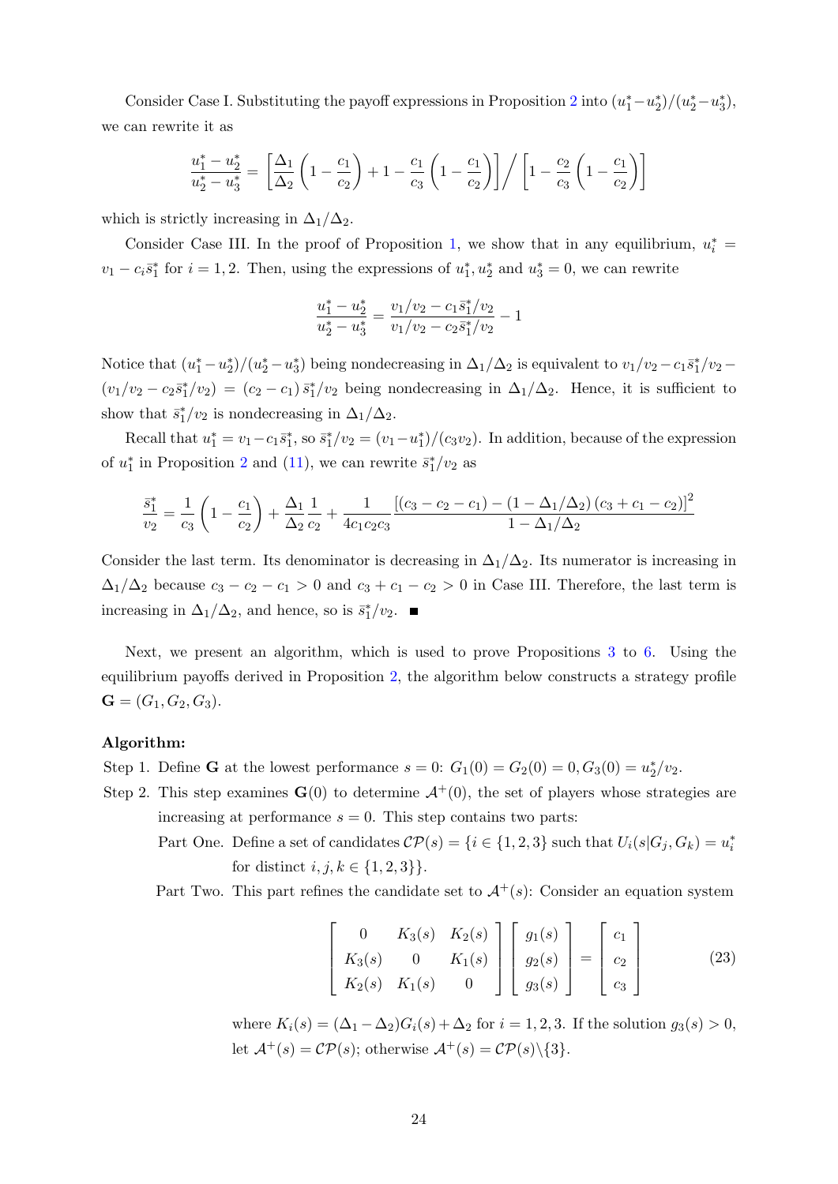Consider Case I. Substituting the payoff expressions in Proposition 2 into $(u_1^* - u_2^*)/(u_2^* - u_3^*)$, we can rewrite it as

$$\frac{u_1^* - u_2^*}{u_2^* - u_3^*} = \left[\frac{\Delta_1}{\Delta_2}\left(1 - \frac{c_1}{c_2}\right) + 1 - \frac{c_1}{c_3}\left(1 - \frac{c_1}{c_2}\right)\right] \Big/ \left[1 - \frac{c_2}{c_3}\left(1 - \frac{c_1}{c_2}\right)\right]$$

which is strictly increasing in $\Delta_1/\Delta_2$.

Consider Case III. In the proof of Proposition 1, we show that in any equilibrium, $u_i^* = v_1 - c_i \bar{s}_1^*$ for $i = 1, 2$. Then, using the expressions of $u_1^*, u_2^*$ and $u_3^* = 0$, we can rewrite

$$\frac{u_1^* - u_2^*}{u_2^* - u_3^*} = \frac{v_1/v_2 - c_1 \bar{s}_1^*/v_2}{v_1/v_2 - c_2 \bar{s}_1^*/v_2} - 1$$

Notice that $(u_1^* - u_2^*)/(u_2^* - u_3^*)$ being nondecreasing in $\Delta_1/\Delta_2$ is equivalent to $v_1/v_2 - c_1\bar{s}_1^*/v_2 - (v_1/v_2 - c_2\bar{s}_1^*/v_2) = (c_2 - c_1)\,\bar{s}_1^*/v_2$ being nondecreasing in $\Delta_1/\Delta_2$. Hence, it is sufficient to show that $\bar{s}_1^*/v_2$ is nondecreasing in $\Delta_1/\Delta_2$.

Recall that $u_1^* = v_1 - c_1\bar{s}_1^*$, so $\bar{s}_1^*/v_2 = (v_1 - u_1^*)/(c_3 v_2)$. In addition, because of the expression of $u_1^*$ in Proposition 2 and (11), we can rewrite $\bar{s}_1^*/v_2$ as

$$\frac{\bar{s}_1^*}{v_2} = \frac{1}{c_3}\left(1 - \frac{c_1}{c_2}\right) + \frac{\Delta_1}{\Delta_2}\frac{1}{c_2} + \frac{1}{4c_1c_2c_3}\frac{\left[(c_3 - c_2 - c_1) - (1 - \Delta_1/\Delta_2)(c_3 + c_1 - c_2)\right]^2}{1 - \Delta_1/\Delta_2}$$

Consider the last term. Its denominator is decreasing in $\Delta_1/\Delta_2$. Its numerator is increasing in $\Delta_1/\Delta_2$ because $c_3 - c_2 - c_1 > 0$ and $c_3 + c_1 - c_2 > 0$ in Case III. Therefore, the last term is increasing in $\Delta_1/\Delta_2$, and hence, so is $\bar{s}_1^*/v_2$. ■

Next, we present an algorithm, which is used to prove Propositions 3 to 6. Using the equilibrium payoffs derived in Proposition 2, the algorithm below constructs a strategy profile $\mathbf{G} = (G_1, G_2, G_3)$.

**Algorithm:**

Step 1. Define $\mathbf{G}$ at the lowest performance $s = 0$: $G_1(0) = G_2(0) = 0, G_3(0) = u_2^*/v_2$.

Step 2. This step examines $\mathbf{G}(0)$ to determine $\mathcal{A}^+(0)$, the set of players whose strategies are increasing at performance $s = 0$. This step contains two parts:

Part One. Define a set of candidates $\mathcal{CP}(s) = \{i \in \{1,2,3\}$ such that $U_i(s|G_j, G_k) = u_i^*$ for distinct $i, j, k \in \{1,2,3\}\}$.

Part Two. This part refines the candidate set to $\mathcal{A}^+(s)$: Consider an equation system

$$\begin{bmatrix} 0 & K_3(s) & K_2(s) \\ K_3(s) & 0 & K_1(s) \\ K_2(s) & K_1(s) & 0 \end{bmatrix} \begin{bmatrix} g_1(s) \\ g_2(s) \\ g_3(s) \end{bmatrix} = \begin{bmatrix} c_1 \\ c_2 \\ c_3 \end{bmatrix} \tag{23}$$

where $K_i(s) = (\Delta_1 - \Delta_2)G_i(s) + \Delta_2$ for $i = 1, 2, 3$. If the solution $g_3(s) > 0$, let $\mathcal{A}^+(s) = \mathcal{CP}(s)$; otherwise $\mathcal{A}^+(s) = \mathcal{CP}(s)\backslash\{3\}$.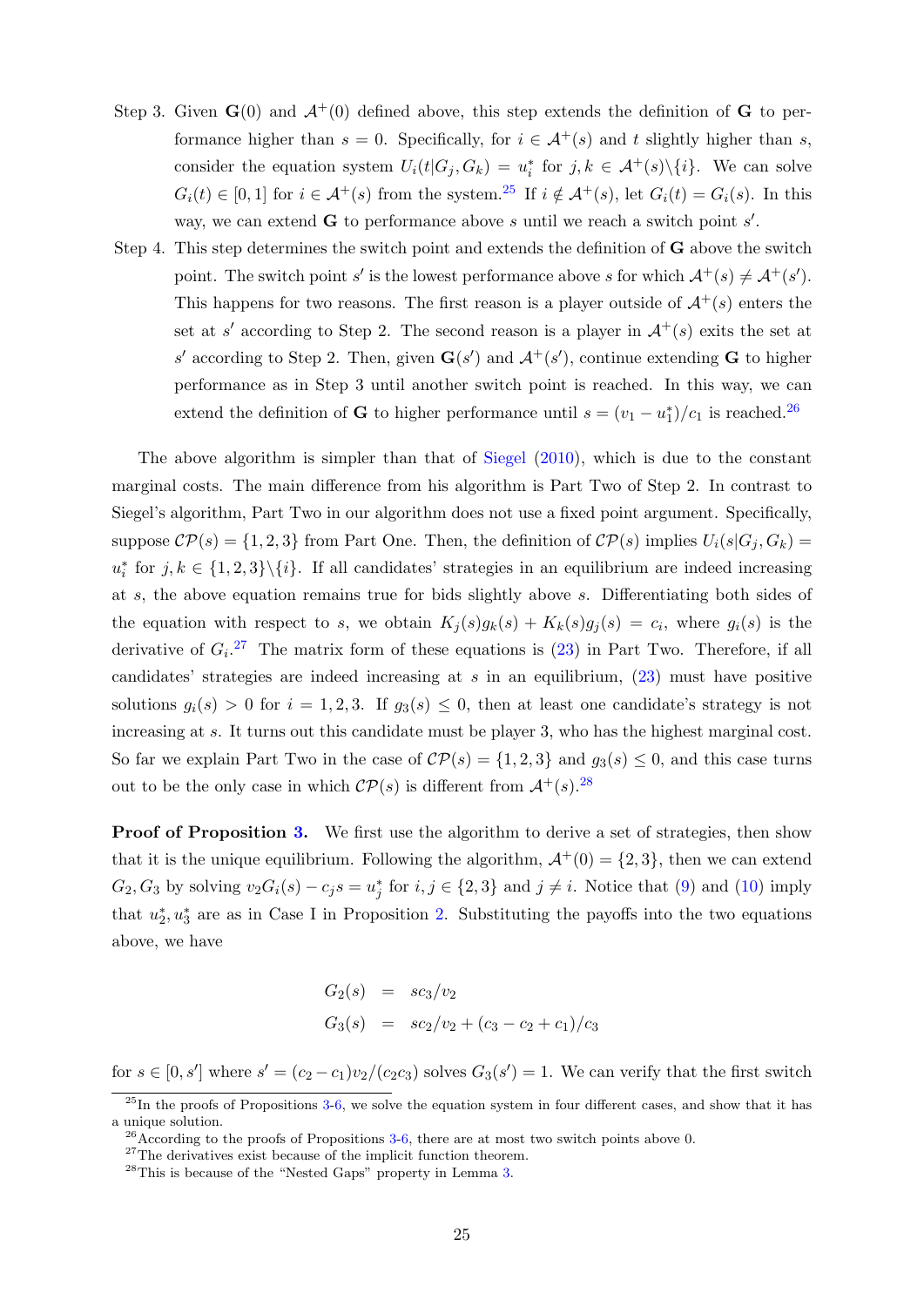Step 3. Given $\mathbf{G}(0)$ and $\mathcal{A}^+(0)$ defined above, this step extends the definition of $\mathbf{G}$ to performance higher than $s = 0$. Specifically, for $i \in \mathcal{A}^+(s)$ and $t$ slightly higher than $s$, consider the equation system $U_i(t|G_j, G_k) = u_i^*$ for $j, k \in \mathcal{A}^+(s)\backslash\{i\}$. We can solve $G_i(t) \in [0, 1]$ for $i \in \mathcal{A}^+(s)$ from the system.[25] If $i \notin \mathcal{A}^+(s)$, let $G_i(t) = G_i(s)$. In this way, we can extend $\mathbf{G}$ to performance above $s$ until we reach a switch point $s'$.

Step 4. This step determines the switch point and extends the definition of $\mathbf{G}$ above the switch point. The switch point $s'$ is the lowest performance above $s$ for which $\mathcal{A}^+(s) \neq \mathcal{A}^+(s')$. This happens for two reasons. The first reason is a player outside of $\mathcal{A}^+(s)$ enters the set at $s'$ according to Step 2. The second reason is a player in $\mathcal{A}^+(s)$ exits the set at $s'$ according to Step 2. Then, given $\mathbf{G}(s')$ and $\mathcal{A}^+(s')$, continue extending $\mathbf{G}$ to higher performance as in Step 3 until another switch point is reached. In this way, we can extend the definition of $\mathbf{G}$ to higher performance until $s = (v_1 - u_1^*)/c_1$ is reached.[26]

The above algorithm is simpler than that of Siegel (2010), which is due to the constant marginal costs. The main difference from his algorithm is Part Two of Step 2. In contrast to Siegel's algorithm, Part Two in our algorithm does not use a fixed point argument. Specifically, suppose $\mathcal{CP}(s) = \{1, 2, 3\}$ from Part One. Then, the definition of $\mathcal{CP}(s)$ implies $U_i(s|G_j, G_k) = u_i^*$ for $j, k \in \{1, 2, 3\}\backslash\{i\}$. If all candidates' strategies in an equilibrium are indeed increasing at $s$, the above equation remains true for bids slightly above $s$. Differentiating both sides of the equation with respect to $s$, we obtain $K_j(s)g_k(s) + K_k(s)g_j(s) = c_i$, where $g_i(s)$ is the derivative of $G_i$.[27] The matrix form of these equations is (23) in Part Two. Therefore, if all candidates' strategies are indeed increasing at $s$ in an equilibrium, (23) must have positive solutions $g_i(s) > 0$ for $i = 1, 2, 3$. If $g_3(s) \leq 0$, then at least one candidate's strategy is not increasing at $s$. It turns out this candidate must be player 3, who has the highest marginal cost. So far we explain Part Two in the case of $\mathcal{CP}(s) = \{1, 2, 3\}$ and $g_3(s) \leq 0$, and this case turns out to be the only case in which $\mathcal{CP}(s)$ is different from $\mathcal{A}^+(s)$.[28]

**Proof of Proposition 3.** We first use the algorithm to derive a set of strategies, then show that it is the unique equilibrium. Following the algorithm, $\mathcal{A}^+(0) = \{2, 3\}$, then we can extend $G_2, G_3$ by solving $v_2 G_i(s) - c_j s = u_j^*$ for $i, j \in \{2, 3\}$ and $j \neq i$. Notice that (9) and (10) imply that $u_2^*, u_3^*$ are as in Case I in Proposition 2. Substituting the payoffs into the two equations above, we have

$$
\begin{aligned}
G_2(s) &= sc_3/v_2 \\
G_3(s) &= sc_2/v_2 + (c_3 - c_2 + c_1)/c_3
\end{aligned}
$$

for $s \in [0, s']$ where $s' = (c_2 - c_1)v_2/(c_2 c_3)$ solves $G_3(s') = 1$. We can verify that the first switch

[25] In the proofs of Propositions 3-6, we solve the equation system in four different cases, and show that it has a unique solution.

[26] According to the proofs of Propositions 3-6, there are at most two switch points above 0.

[27] The derivatives exist because of the implicit function theorem.

[28] This is because of the "Nested Gaps" property in Lemma 3.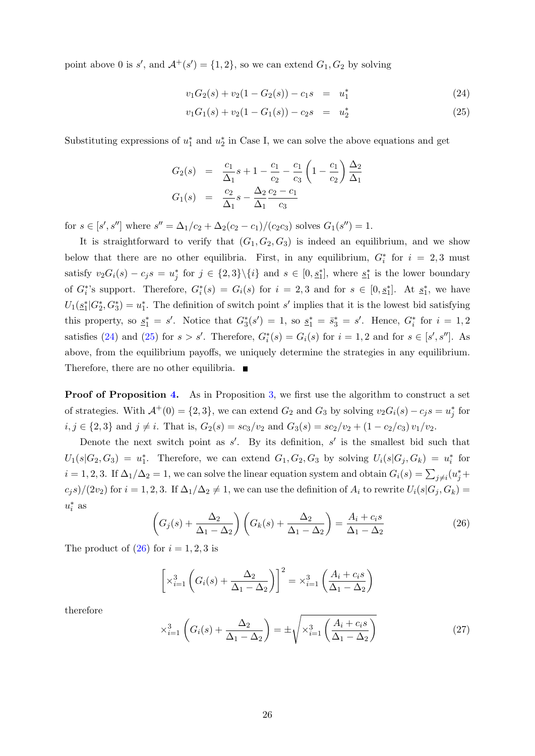point above 0 is $s'$, and $\mathcal{A}^+(s') = \{1, 2\}$, so we can extend $G_1, G_2$ by solving

$$
\begin{aligned}
v_1 G_2(s) + v_2(1 - G_2(s)) - c_1 s &= u_1^* \qquad (24)\\
v_1 G_1(s) + v_2(1 - G_1(s)) - c_2 s &= u_2^* \qquad (25)
\end{aligned}
$$

Substituting expressions of $u_1^*$ and $u_2^*$ in Case I, we can solve the above equations and get

$$
\begin{aligned}
G_2(s) &= \frac{c_1}{\Delta_1} s + 1 - \frac{c_1}{c_2} - \frac{c_1}{c_3}\left(1 - \frac{c_1}{c_2}\right)\frac{\Delta_2}{\Delta_1}\\
G_1(s) &= \frac{c_2}{\Delta_1} s - \frac{\Delta_2}{\Delta_1}\frac{c_2 - c_1}{c_3}
\end{aligned}
$$

for $s \in [s', s'']$ where $s'' = \Delta_1/c_2 + \Delta_2(c_2 - c_1)/(c_2 c_3)$ solves $G_1(s'') = 1$.

It is straightforward to verify that $(G_1, G_2, G_3)$ is indeed an equilibrium, and we show below that there are no other equilibria. First, in any equilibrium, $G_i^*$ for $i = 2, 3$ must satisfy $v_2 G_i(s) - c_j s = u_j^*$ for $j \in \{2,3\}\backslash\{i\}$ and $s \in [0, \underline{s}_1^*]$, where $\underline{s}_1^*$ is the lower boundary of $G_i^*$'s support. Therefore, $G_i^*(s) = G_i(s)$ for $i = 2, 3$ and for $s \in [0, \underline{s}_1^*]$. At $\underline{s}_1^*$, we have $U_1(\underline{s}_1^* | G_2^*, G_3^*) = u_1^*$. The definition of switch point $s'$ implies that it is the lowest bid satisfying this property, so $\underline{s}_1^* = s'$. Notice that $G_3^*(s') = 1$, so $\underline{s}_1^* = \bar{s}_3^* = s'$. Hence, $G_i^*$ for $i = 1, 2$ satisfies (24) and (25) for $s > s'$. Therefore, $G_i^*(s) = G_i(s)$ for $i = 1, 2$ and for $s \in [s', s'']$. As above, from the equilibrium payoffs, we uniquely determine the strategies in any equilibrium. Therefore, there are no other equilibria. ■

**Proof of Proposition 4.** As in Proposition 3, we first use the algorithm to construct a set of strategies. With $\mathcal{A}^+(0) = \{2, 3\}$, we can extend $G_2$ and $G_3$ by solving $v_2 G_i(s) - c_j s = u_j^*$ for $i, j \in \{2, 3\}$ and $j \neq i$. That is, $G_2(s) = sc_3/v_2$ and $G_3(s) = sc_2/v_2 + (1 - c_2/c_3)\, v_1/v_2$.

Denote the next switch point as $s'$. By its definition, $s'$ is the smallest bid such that $U_1(s|G_2, G_3) = u_1^*$. Therefore, we can extend $G_1, G_2, G_3$ by solving $U_i(s|G_j, G_k) = u_i^*$ for $i = 1, 2, 3$. If $\Delta_1/\Delta_2 = 1$, we can solve the linear equation system and obtain $G_i(s) = \sum_{j\neq i}(u_j^* + c_j s)/(2v_2)$ for $i = 1, 2, 3$. If $\Delta_1/\Delta_2 \neq 1$, we can use the definition of $A_i$ to rewrite $U_i(s|G_j, G_k) = u_i^*$ as

$$
\left(G_j(s) + \frac{\Delta_2}{\Delta_1 - \Delta_2}\right)\left(G_k(s) + \frac{\Delta_2}{\Delta_1 - \Delta_2}\right) = \frac{A_i + c_i s}{\Delta_1 - \Delta_2} \qquad (26)
$$

The product of (26) for $i = 1, 2, 3$ is

$$
\left[\times_{i=1}^3 \left(G_i(s) + \frac{\Delta_2}{\Delta_1 - \Delta_2}\right)\right]^2 = \times_{i=1}^3 \left(\frac{A_i + c_i s}{\Delta_1 - \Delta_2}\right)
$$

therefore

$$
\times_{i=1}^3 \left(G_i(s) + \frac{\Delta_2}{\Delta_1 - \Delta_2}\right) = \pm\sqrt{\times_{i=1}^3 \left(\frac{A_i + c_i s}{\Delta_1 - \Delta_2}\right)} \qquad (27)
$$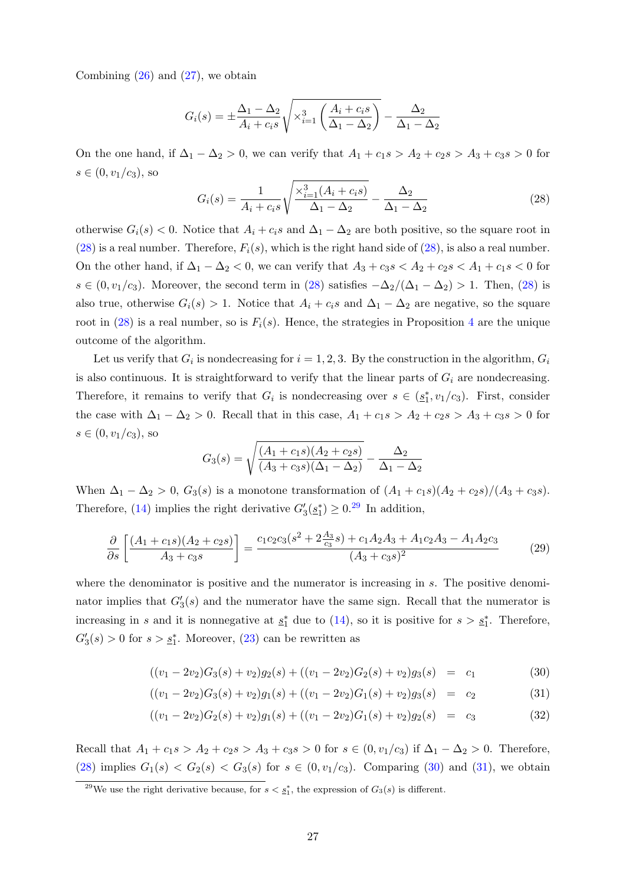Combining (26) and (27), we obtain

$$G_i(s) = \pm \frac{\Delta_1 - \Delta_2}{A_i + c_i s} \sqrt{\times_{i=1}^3 \left( \frac{A_i + c_i s}{\Delta_1 - \Delta_2} \right)} - \frac{\Delta_2}{\Delta_1 - \Delta_2}$$

On the one hand, if $\Delta_1 - \Delta_2 > 0$, we can verify that $A_1 + c_1 s > A_2 + c_2 s > A_3 + c_3 s > 0$ for $s \in (0, v_1/c_3)$, so

$$G_i(s) = \frac{1}{A_i + c_i s} \sqrt{\frac{\times_{i=1}^3 (A_i + c_i s)}{\Delta_1 - \Delta_2}} - \frac{\Delta_2}{\Delta_1 - \Delta_2} \tag{28}$$

otherwise $G_i(s) < 0$. Notice that $A_i + c_i s$ and $\Delta_1 - \Delta_2$ are both positive, so the square root in (28) is a real number. Therefore, $F_i(s)$, which is the right hand side of (28), is also a real number. On the other hand, if $\Delta_1 - \Delta_2 < 0$, we can verify that $A_3 + c_3 s < A_2 + c_2 s < A_1 + c_1 s < 0$ for $s \in (0, v_1/c_3)$. Moreover, the second term in (28) satisfies $-\Delta_2/(\Delta_1 - \Delta_2) > 1$. Then, (28) is also true, otherwise $G_i(s) > 1$. Notice that $A_i + c_i s$ and $\Delta_1 - \Delta_2$ are negative, so the square root in (28) is a real number, so is $F_i(s)$. Hence, the strategies in Proposition 4 are the unique outcome of the algorithm.

Let us verify that $G_i$ is nondecreasing for $i = 1, 2, 3$. By the construction in the algorithm, $G_i$ is also continuous. It is straightforward to verify that the linear parts of $G_i$ are nondecreasing. Therefore, it remains to verify that $G_i$ is nondecreasing over $s \in (\underline{s}_1^*, v_1/c_3)$. First, consider the case with $\Delta_1 - \Delta_2 > 0$. Recall that in this case, $A_1 + c_1 s > A_2 + c_2 s > A_3 + c_3 s > 0$ for $s \in (0, v_1/c_3)$, so

$$G_3(s) = \sqrt{\frac{(A_1 + c_1 s)(A_2 + c_2 s)}{(A_3 + c_3 s)(\Delta_1 - \Delta_2)}} - \frac{\Delta_2}{\Delta_1 - \Delta_2}$$

When $\Delta_1 - \Delta_2 > 0$, $G_3(s)$ is a monotone transformation of $(A_1 + c_1 s)(A_2 + c_2 s)/(A_3 + c_3 s)$. Therefore, (14) implies the right derivative $G_3'(\underline{s}_1^*) \geq 0$.[29] In addition,

$$\frac{\partial}{\partial s} \left[ \frac{(A_1 + c_1 s)(A_2 + c_2 s)}{A_3 + c_3 s} \right] = \frac{c_1 c_2 c_3 (s^2 + 2\frac{A_3}{c_3} s) + c_1 A_2 A_3 + A_1 c_2 A_3 - A_1 A_2 c_3}{(A_3 + c_3 s)^2} \tag{29}$$

where the denominator is positive and the numerator is increasing in $s$. The positive denominator implies that $G_3'(s)$ and the numerator have the same sign. Recall that the numerator is increasing in $s$ and it is nonnegative at $\underline{s}_1^*$ due to (14), so it is positive for $s > \underline{s}_1^*$. Therefore, $G_3'(s) > 0$ for $s > \underline{s}_1^*$. Moreover, (23) can be rewritten as

$$((v_1 - 2v_2)G_3(s) + v_2)g_2(s) + ((v_1 - 2v_2)G_2(s) + v_2)g_3(s) = c_1 \tag{30}$$

$$((v_1 - 2v_2)G_3(s) + v_2)g_1(s) + ((v_1 - 2v_2)G_1(s) + v_2)g_3(s) = c_2 \tag{31}$$

$$((v_1 - 2v_2)G_2(s) + v_2)g_1(s) + ((v_1 - 2v_2)G_1(s) + v_2)g_2(s) = c_3 \tag{32}$$

Recall that $A_1 + c_1 s > A_2 + c_2 s > A_3 + c_3 s > 0$ for $s \in (0, v_1/c_3)$ if $\Delta_1 - \Delta_2 > 0$. Therefore, (28) implies $G_1(s) < G_2(s) < G_3(s)$ for $s \in (0, v_1/c_3)$. Comparing (30) and (31), we obtain

[29] We use the right derivative because, for $s < \underline{s}_1^*$, the expression of $G_3(s)$ is different.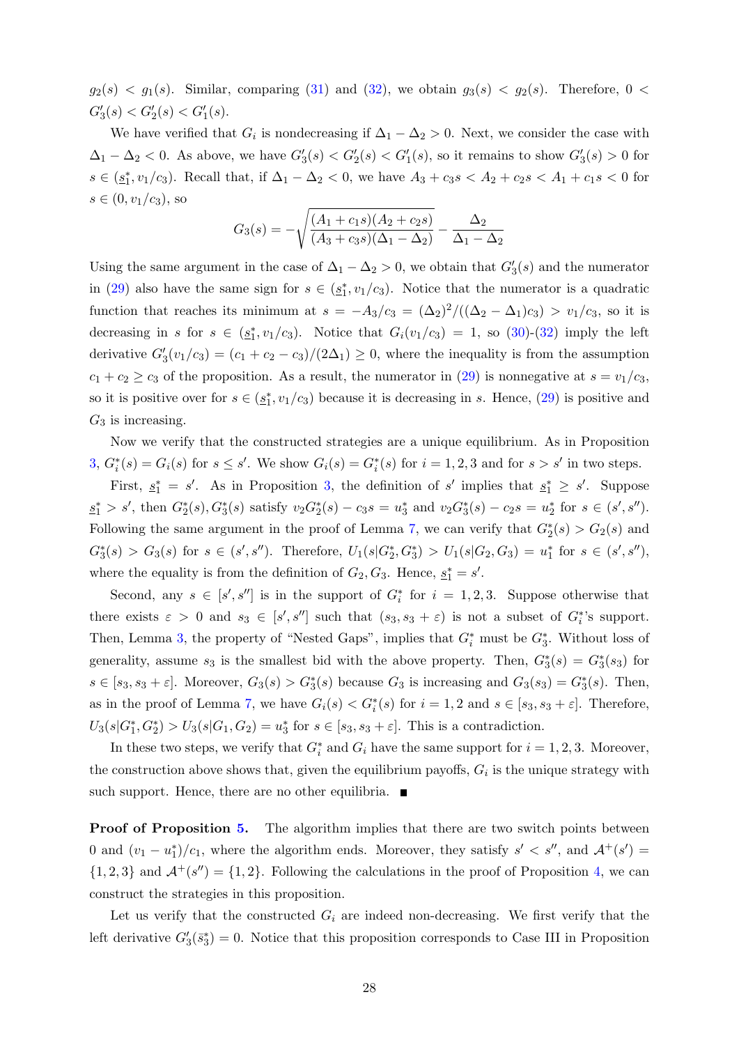$g_2(s) < g_1(s)$. Similar, comparing (31) and (32), we obtain $g_3(s) < g_2(s)$. Therefore, $0 < G_3'(s) < G_2'(s) < G_1'(s)$.

We have verified that $G_i$ is nondecreasing if $\Delta_1 - \Delta_2 > 0$. Next, we consider the case with $\Delta_1 - \Delta_2 < 0$. As above, we have $G_3'(s) < G_2'(s) < G_1'(s)$, so it remains to show $G_3'(s) > 0$ for $s \in (\underline{s}_1^*, v_1/c_3)$. Recall that, if $\Delta_1 - \Delta_2 < 0$, we have $A_3 + c_3 s < A_2 + c_2 s < A_1 + c_1 s < 0$ for $s \in (0, v_1/c_3)$, so

$$G_3(s) = -\sqrt{\frac{(A_1 + c_1 s)(A_2 + c_2 s)}{(A_3 + c_3 s)(\Delta_1 - \Delta_2)}} - \frac{\Delta_2}{\Delta_1 - \Delta_2}$$

Using the same argument in the case of $\Delta_1 - \Delta_2 > 0$, we obtain that $G_3'(s)$ and the numerator in (29) also have the same sign for $s \in (\underline{s}_1^*, v_1/c_3)$. Notice that the numerator is a quadratic function that reaches its minimum at $s = -A_3/c_3 = (\Delta_2)^2/((\Delta_2 - \Delta_1)c_3) > v_1/c_3$, so it is decreasing in $s$ for $s \in (\underline{s}_1^*, v_1/c_3)$. Notice that $G_i(v_1/c_3) = 1$, so (30)-(32) imply the left derivative $G_3'(v_1/c_3) = (c_1 + c_2 - c_3)/(2\Delta_1) \geq 0$, where the inequality is from the assumption $c_1 + c_2 \geq c_3$ of the proposition. As a result, the numerator in (29) is nonnegative at $s = v_1/c_3$, so it is positive over for $s \in (\underline{s}_1^*, v_1/c_3)$ because it is decreasing in $s$. Hence, (29) is positive and $G_3$ is increasing.

Now we verify that the constructed strategies are a unique equilibrium. As in Proposition 3, $G_i^*(s) = G_i(s)$ for $s \leq s'$. We show $G_i(s) = G_i^*(s)$ for $i = 1, 2, 3$ and for $s > s'$ in two steps.

First, $\underline{s}_1^* = s'$. As in Proposition 3, the definition of $s'$ implies that $\underline{s}_1^* \geq s'$. Suppose $\underline{s}_1^* > s'$, then $G_2^*(s), G_3^*(s)$ satisfy $v_2 G_2^*(s) - c_3 s = u_3^*$ and $v_2 G_3^*(s) - c_2 s = u_2^*$ for $s \in (s', s'')$. Following the same argument in the proof of Lemma 7, we can verify that $G_2^*(s) > G_2(s)$ and $G_3^*(s) > G_3(s)$ for $s \in (s', s'')$. Therefore, $U_1(s|G_2^*, G_3^*) > U_1(s|G_2, G_3) = u_1^*$ for $s \in (s', s'')$, where the equality is from the definition of $G_2, G_3$. Hence, $\underline{s}_1^* = s'$.

Second, any $s \in [s', s'']$ is in the support of $G_i^*$ for $i = 1, 2, 3$. Suppose otherwise that there exists $\varepsilon > 0$ and $s_3 \in [s', s'']$ such that $(s_3, s_3 + \varepsilon)$ is not a subset of $G_i^*$'s support. Then, Lemma 3, the property of "Nested Gaps", implies that $G_i^*$ must be $G_3^*$. Without loss of generality, assume $s_3$ is the smallest bid with the above property. Then, $G_3^*(s) = G_3^*(s_3)$ for $s \in [s_3, s_3 + \varepsilon]$. Moreover, $G_3(s) > G_3^*(s)$ because $G_3$ is increasing and $G_3(s_3) = G_3^*(s)$. Then, as in the proof of Lemma 7, we have $G_i(s) < G_i^*(s)$ for $i = 1, 2$ and $s \in [s_3, s_3 + \varepsilon]$. Therefore, $U_3(s|G_1^*, G_2^*) > U_3(s|G_1, G_2) = u_3^*$ for $s \in [s_3, s_3 + \varepsilon]$. This is a contradiction.

In these two steps, we verify that $G_i^*$ and $G_i$ have the same support for $i = 1, 2, 3$. Moreover, the construction above shows that, given the equilibrium payoffs, $G_i$ is the unique strategy with such support. Hence, there are no other equilibria. ■

**Proof of Proposition 5.** The algorithm implies that there are two switch points between 0 and $(v_1 - u_1^*)/c_1$, where the algorithm ends. Moreover, they satisfy $s' < s''$, and $\mathcal{A}^+(s') = \{1, 2, 3\}$ and $\mathcal{A}^+(s'') = \{1, 2\}$. Following the calculations in the proof of Proposition 4, we can construct the strategies in this proposition.

Let us verify that the constructed $G_i$ are indeed non-decreasing. We first verify that the left derivative $G_3'(\bar{s}_3^*) = 0$. Notice that this proposition corresponds to Case III in Proposition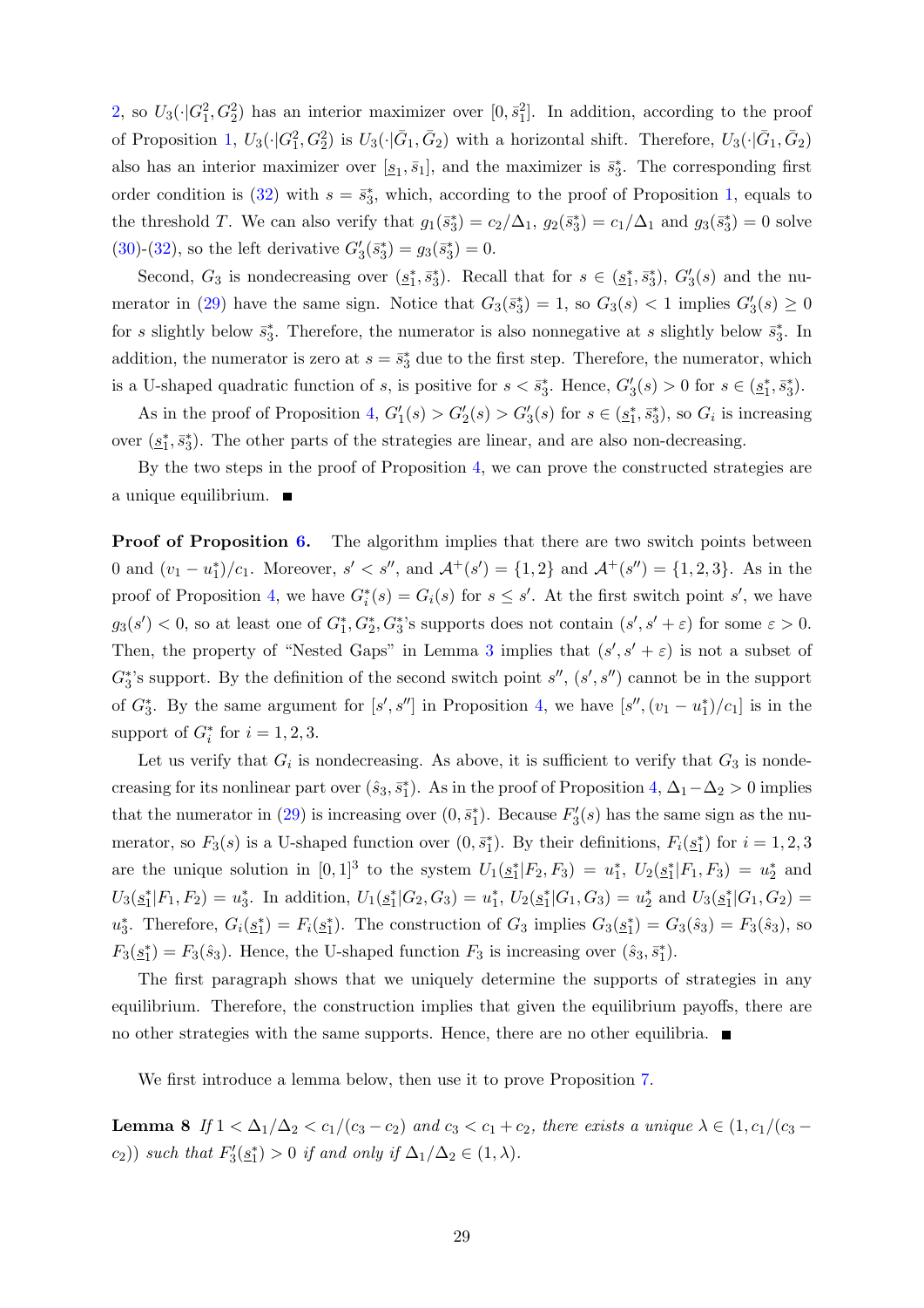2, so $U_3(\cdot|G_1^2, G_2^2)$ has an interior maximizer over $[0, \bar{s}_1^2]$. In addition, according to the proof of Proposition 1, $U_3(\cdot|G_1^2, G_2^2)$ is $U_3(\cdot|\bar{G}_1, \bar{G}_2)$ with a horizontal shift. Therefore, $U_3(\cdot|\bar{G}_1, \bar{G}_2)$ also has an interior maximizer over $[\underline{s}_1, \bar{s}_1]$, and the maximizer is $\bar{s}_3^*$. The corresponding first order condition is (32) with $s = \bar{s}_3^*$, which, according to the proof of Proposition 1, equals to the threshold $T$. We can also verify that $g_1(\bar{s}_3^*) = c_2/\Delta_1$, $g_2(\bar{s}_3^*) = c_1/\Delta_1$ and $g_3(\bar{s}_3^*) = 0$ solve (30)-(32), so the left derivative $G_3'(\bar{s}_3^*) = g_3(\bar{s}_3^*) = 0$.

Second, $G_3$ is nondecreasing over $(\underline{s}_1^*, \bar{s}_3^*)$. Recall that for $s \in (\underline{s}_1^*, \bar{s}_3^*)$, $G_3'(s)$ and the numerator in (29) have the same sign. Notice that $G_3(\bar{s}_3^*) = 1$, so $G_3(s) < 1$ implies $G_3'(s) \geq 0$ for $s$ slightly below $\bar{s}_3^*$. Therefore, the numerator is also nonnegative at $s$ slightly below $\bar{s}_3^*$. In addition, the numerator is zero at $s = \bar{s}_3^*$ due to the first step. Therefore, the numerator, which is a U-shaped quadratic function of $s$, is positive for $s < \bar{s}_3^*$. Hence, $G_3'(s) > 0$ for $s \in (\underline{s}_1^*, \bar{s}_3^*)$.

As in the proof of Proposition 4, $G_1'(s) > G_2'(s) > G_3'(s)$ for $s \in (\underline{s}_1^*, \bar{s}_3^*)$, so $G_i$ is increasing over $(\underline{s}_1^*, \bar{s}_3^*)$. The other parts of the strategies are linear, and are also non-decreasing.

By the two steps in the proof of Proposition 4, we can prove the constructed strategies are a unique equilibrium. ∎

**Proof of Proposition 6.** The algorithm implies that there are two switch points between 0 and $(v_1 - u_1^*)/c_1$. Moreover, $s' < s''$, and $\mathcal{A}^+(s') = \{1, 2\}$ and $\mathcal{A}^+(s'') = \{1, 2, 3\}$. As in the proof of Proposition 4, we have $G_i^*(s) = G_i(s)$ for $s \leq s'$. At the first switch point $s'$, we have $g_3(s') < 0$, so at least one of $G_1^*, G_2^*, G_3^*$'s supports does not contain $(s', s' + \varepsilon)$ for some $\varepsilon > 0$. Then, the property of "Nested Gaps" in Lemma 3 implies that $(s', s' + \varepsilon)$ is not a subset of $G_3^*$'s support. By the definition of the second switch point $s''$, $(s', s'')$ cannot be in the support of $G_3^*$. By the same argument for $[s', s'']$ in Proposition 4, we have $[s'', (v_1 - u_1^*)/c_1]$ is in the support of $G_i^*$ for $i = 1, 2, 3$.

Let us verify that $G_i$ is nondecreasing. As above, it is sufficient to verify that $G_3$ is nondecreasing for its nonlinear part over $(\hat{s}_3, \bar{s}_1^*)$. As in the proof of Proposition 4, $\Delta_1 - \Delta_2 > 0$ implies that the numerator in (29) is increasing over $(0, \bar{s}_1^*)$. Because $F_3'(s)$ has the same sign as the numerator, so $F_3(s)$ is a U-shaped function over $(0, \bar{s}_1^*)$. By their definitions, $F_i(\underline{s}_1^*)$ for $i = 1, 2, 3$ are the unique solution in $[0, 1]^3$ to the system $U_1(\underline{s}_1^*|F_2, F_3) = u_1^*$, $U_2(\underline{s}_1^*|F_1, F_3) = u_2^*$ and $U_3(\underline{s}_1^*|F_1, F_2) = u_3^*$. In addition, $U_1(\underline{s}_1^*|G_2, G_3) = u_1^*$, $U_2(\underline{s}_1^*|G_1, G_3) = u_2^*$ and $U_3(\underline{s}_1^*|G_1, G_2) = u_3^*$. Therefore, $G_i(\underline{s}_1^*) = F_i(\underline{s}_1^*)$. The construction of $G_3$ implies $G_3(\underline{s}_1^*) = G_3(\hat{s}_3) = F_3(\hat{s}_3)$, so $F_3(\underline{s}_1^*) = F_3(\hat{s}_3)$. Hence, the U-shaped function $F_3$ is increasing over $(\hat{s}_3, \bar{s}_1^*)$.

The first paragraph shows that we uniquely determine the supports of strategies in any equilibrium. Therefore, the construction implies that given the equilibrium payoffs, there are no other strategies with the same supports. Hence, there are no other equilibria. ∎

We first introduce a lemma below, then use it to prove Proposition 7.

**Lemma 8** *If $1 < \Delta_1/\Delta_2 < c_1/(c_3 - c_2)$ and $c_3 < c_1 + c_2$, there exists a unique $\lambda \in (1, c_1/(c_3 - c_2))$ such that $F_3'(\underline{s}_1^*) > 0$ if and only if $\Delta_1/\Delta_2 \in (1, \lambda)$.*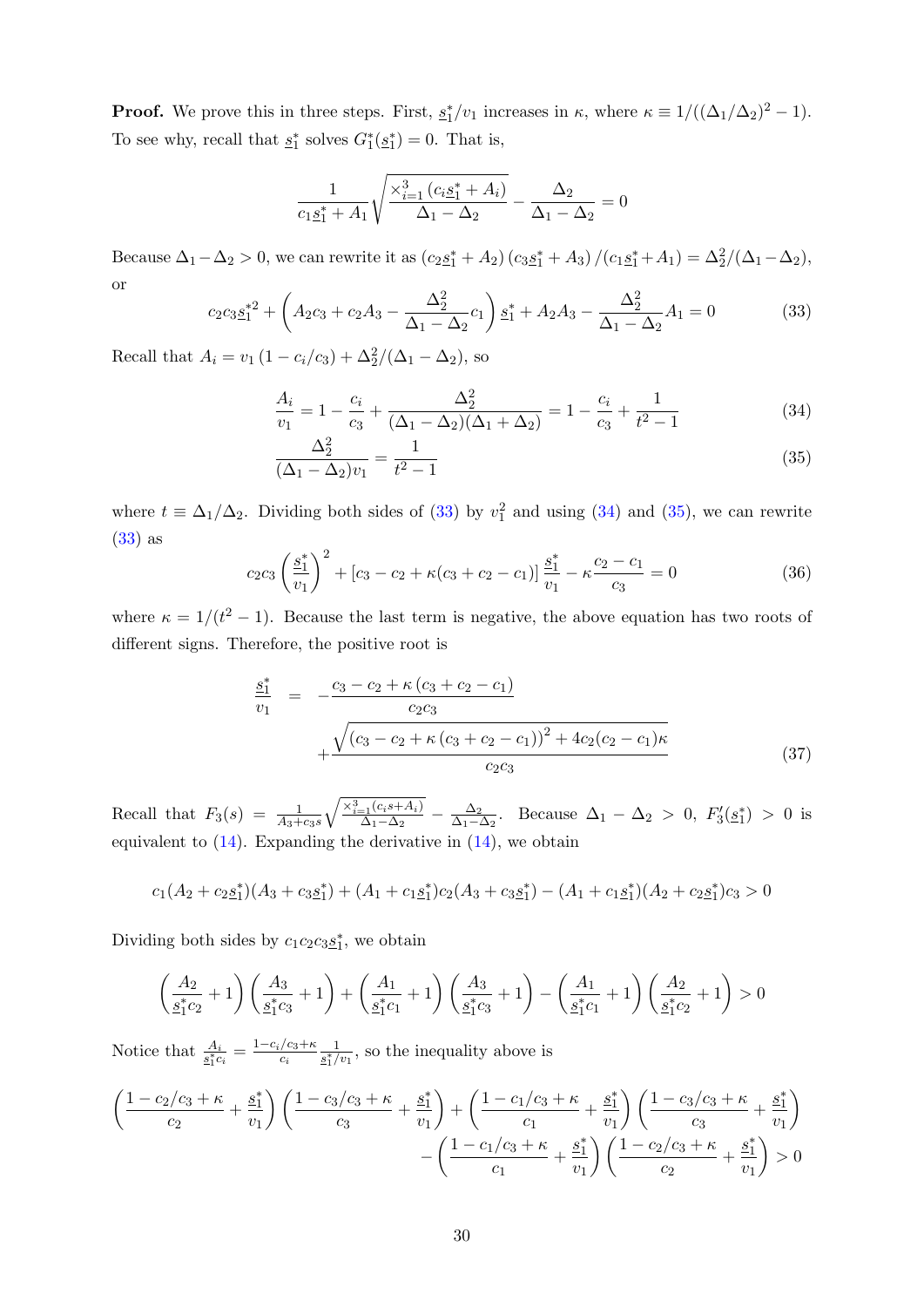**Proof.** We prove this in three steps. First, $\underline{s}_1^*/v_1$ increases in $\kappa$, where $\kappa \equiv 1/((\Delta_1/\Delta_2)^2 - 1)$. To see why, recall that $\underline{s}_1^*$ solves $G_1^*(\underline{s}_1^*) = 0$. That is,

$$\frac{1}{c_1\underline{s}_1^* + A_1}\sqrt{\frac{\times_{i=1}^3 (c_i\underline{s}_1^* + A_i)}{\Delta_1 - \Delta_2}} - \frac{\Delta_2}{\Delta_1 - \Delta_2} = 0$$

Because $\Delta_1 - \Delta_2 > 0$, we can rewrite it as $(c_2\underline{s}_1^* + A_2)(c_3\underline{s}_1^* + A_3)/(c_1\underline{s}_1^* + A_1) = \Delta_2^2/(\Delta_1 - \Delta_2)$, or

$$c_2c_3\underline{s}_1^{*2} + \left(A_2c_3 + c_2A_3 - \frac{\Delta_2^2}{\Delta_1 - \Delta_2}c_1\right)\underline{s}_1^* + A_2A_3 - \frac{\Delta_2^2}{\Delta_1 - \Delta_2}A_1 = 0 \tag{33}$$

Recall that $A_i = v_1(1 - c_i/c_3) + \Delta_2^2/(\Delta_1 - \Delta_2)$, so

$$\frac{A_i}{v_1} = 1 - \frac{c_i}{c_3} + \frac{\Delta_2^2}{(\Delta_1 - \Delta_2)(\Delta_1 + \Delta_2)} = 1 - \frac{c_i}{c_3} + \frac{1}{t^2 - 1} \tag{34}$$

$$\frac{\Delta_2^2}{(\Delta_1 - \Delta_2)v_1} = \frac{1}{t^2 - 1} \tag{35}$$

where $t \equiv \Delta_1/\Delta_2$. Dividing both sides of (33) by $v_1^2$ and using (34) and (35), we can rewrite (33) as

$$c_2c_3\left(\frac{\underline{s}_1^*}{v_1}\right)^2 + [c_3 - c_2 + \kappa(c_3 + c_2 - c_1)]\frac{\underline{s}_1^*}{v_1} - \kappa\frac{c_2 - c_1}{c_3} = 0 \tag{36}$$

where $\kappa = 1/(t^2 - 1)$. Because the last term is negative, the above equation has two roots of different signs. Therefore, the positive root is

$$\begin{aligned} \frac{\underline{s}_1^*}{v_1} &= -\frac{c_3 - c_2 + \kappa(c_3 + c_2 - c_1)}{c_2c_3} \\ &\quad + \frac{\sqrt{(c_3 - c_2 + \kappa(c_3 + c_2 - c_1))^2 + 4c_2(c_2 - c_1)\kappa}}{c_2c_3} \end{aligned} \tag{37}$$

Recall that $F_3(s) = \frac{1}{A_3 + c_3s}\sqrt{\frac{\times_{i=1}^3(c_is + A_i)}{\Delta_1 - \Delta_2}} - \frac{\Delta_2}{\Delta_1 - \Delta_2}$. Because $\Delta_1 - \Delta_2 > 0$, $F_3'(\underline{s}_1^*) > 0$ is equivalent to (14). Expanding the derivative in (14), we obtain

$$c_1(A_2 + c_2\underline{s}_1^*)(A_3 + c_3\underline{s}_1^*) + (A_1 + c_1\underline{s}_1^*)c_2(A_3 + c_3\underline{s}_1^*) - (A_1 + c_1\underline{s}_1^*)(A_2 + c_2\underline{s}_1^*)c_3 > 0$$

Dividing both sides by $c_1c_2c_3\underline{s}_1^*$, we obtain

$$\left(\frac{A_2}{\underline{s}_1^*c_2} + 1\right)\left(\frac{A_3}{\underline{s}_1^*c_3} + 1\right) + \left(\frac{A_1}{\underline{s}_1^*c_1} + 1\right)\left(\frac{A_3}{\underline{s}_1^*c_3} + 1\right) - \left(\frac{A_1}{\underline{s}_1^*c_1} + 1\right)\left(\frac{A_2}{\underline{s}_1^*c_2} + 1\right) > 0$$

Notice that $\frac{A_i}{\underline{s}_1^*c_i} = \frac{1 - c_i/c_3 + \kappa}{c_i}\frac{1}{\underline{s}_1^*/v_1}$, so the inequality above is

$$\begin{aligned} &\left(\frac{1 - c_2/c_3 + \kappa}{c_2} + \frac{\underline{s}_1^*}{v_1}\right)\left(\frac{1 - c_3/c_3 + \kappa}{c_3} + \frac{\underline{s}_1^*}{v_1}\right) + \left(\frac{1 - c_1/c_3 + \kappa}{c_1} + \frac{\underline{s}_1^*}{v_1}\right)\left(\frac{1 - c_3/c_3 + \kappa}{c_3} + \frac{\underline{s}_1^*}{v_1}\right) \\ &\qquad - \left(\frac{1 - c_1/c_3 + \kappa}{c_1} + \frac{\underline{s}_1^*}{v_1}\right)\left(\frac{1 - c_2/c_3 + \kappa}{c_2} + \frac{\underline{s}_1^*}{v_1}\right) > 0 \end{aligned}$$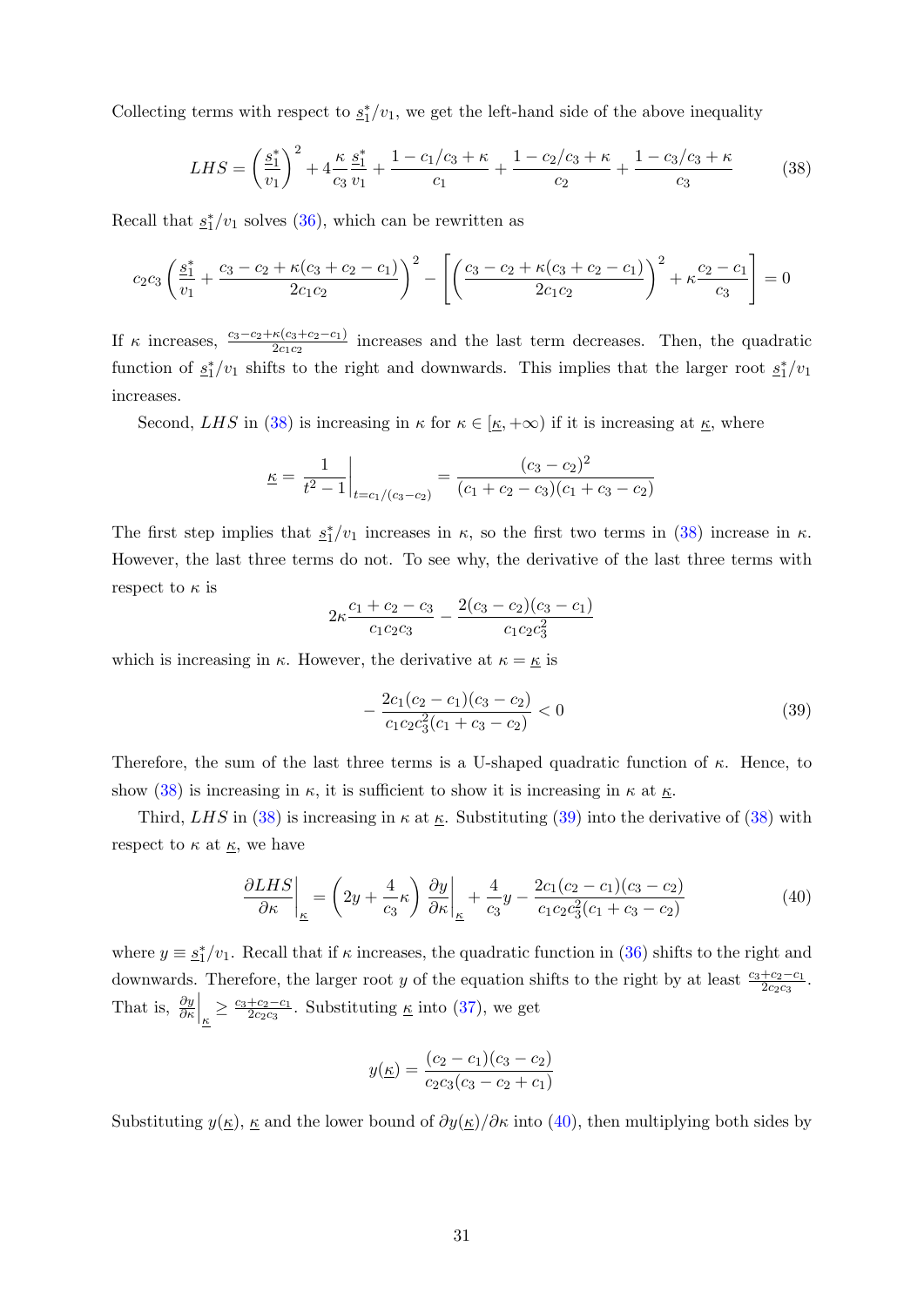Collecting terms with respect to $\underline{s}_1^*/v_1$, we get the left-hand side of the above inequality

$$LHS = \left(\frac{\underline{s}_1^*}{v_1}\right)^2 + 4\frac{\kappa}{c_3}\frac{\underline{s}_1^*}{v_1} + \frac{1 - c_1/c_3 + \kappa}{c_1} + \frac{1 - c_2/c_3 + \kappa}{c_2} + \frac{1 - c_3/c_3 + \kappa}{c_3} \tag{38}$$

Recall that $\underline{s}_1^*/v_1$ solves (36), which can be rewritten as

$$c_2 c_3 \left(\frac{\underline{s}_1^*}{v_1} + \frac{c_3 - c_2 + \kappa(c_3 + c_2 - c_1)}{2c_1 c_2}\right)^2 - \left[\left(\frac{c_3 - c_2 + \kappa(c_3 + c_2 - c_1)}{2c_1 c_2}\right)^2 + \kappa\frac{c_2 - c_1}{c_3}\right] = 0$$

If $\kappa$ increases, $\frac{c_3 - c_2 + \kappa(c_3 + c_2 - c_1)}{2c_1 c_2}$ increases and the last term decreases. Then, the quadratic function of $\underline{s}_1^*/v_1$ shifts to the right and downwards. This implies that the larger root $\underline{s}_1^*/v_1$ increases.

Second, $LHS$ in (38) is increasing in $\kappa$ for $\kappa \in [\underline{\kappa}, +\infty)$ if it is increasing at $\underline{\kappa}$, where

$$\underline{\kappa} = \left.\frac{1}{t^2 - 1}\right|_{t = c_1/(c_3 - c_2)} = \frac{(c_3 - c_2)^2}{(c_1 + c_2 - c_3)(c_1 + c_3 - c_2)}$$

The first step implies that $\underline{s}_1^*/v_1$ increases in $\kappa$, so the first two terms in (38) increase in $\kappa$. However, the last three terms do not. To see why, the derivative of the last three terms with respect to $\kappa$ is

$$2\kappa\frac{c_1 + c_2 - c_3}{c_1 c_2 c_3} - \frac{2(c_3 - c_2)(c_3 - c_1)}{c_1 c_2 c_3^2}$$

which is increasing in $\kappa$. However, the derivative at $\kappa = \underline{\kappa}$ is

$$-\frac{2c_1(c_2 - c_1)(c_3 - c_2)}{c_1 c_2 c_3^2 (c_1 + c_3 - c_2)} < 0 \tag{39}$$

Therefore, the sum of the last three terms is a U-shaped quadratic function of $\kappa$. Hence, to show (38) is increasing in $\kappa$, it is sufficient to show it is increasing in $\kappa$ at $\underline{\kappa}$.

Third, $LHS$ in (38) is increasing in $\kappa$ at $\underline{\kappa}$. Substituting (39) into the derivative of (38) with respect to $\kappa$ at $\underline{\kappa}$, we have

$$\left.\frac{\partial LHS}{\partial \kappa}\right|_{\underline{\kappa}} = \left(2y + \frac{4}{c_3}\kappa\right)\left.\frac{\partial y}{\partial \kappa}\right|_{\underline{\kappa}} + \frac{4}{c_3}y - \frac{2c_1(c_2 - c_1)(c_3 - c_2)}{c_1 c_2 c_3^2 (c_1 + c_3 - c_2)} \tag{40}$$

where $y \equiv \underline{s}_1^*/v_1$. Recall that if $\kappa$ increases, the quadratic function in (36) shifts to the right and downwards. Therefore, the larger root $y$ of the equation shifts to the right by at least $\frac{c_3 + c_2 - c_1}{2c_2 c_3}$. That is, $\left.\frac{\partial y}{\partial \kappa}\right|_{\underline{\kappa}} \geq \frac{c_3 + c_2 - c_1}{2c_2 c_3}$. Substituting $\underline{\kappa}$ into (37), we get

$$y(\underline{\kappa}) = \frac{(c_2 - c_1)(c_3 - c_2)}{c_2 c_3 (c_3 - c_2 + c_1)}$$

Substituting $y(\underline{\kappa})$, $\underline{\kappa}$ and the lower bound of $\partial y(\underline{\kappa})/\partial \kappa$ into (40), then multiplying both sides by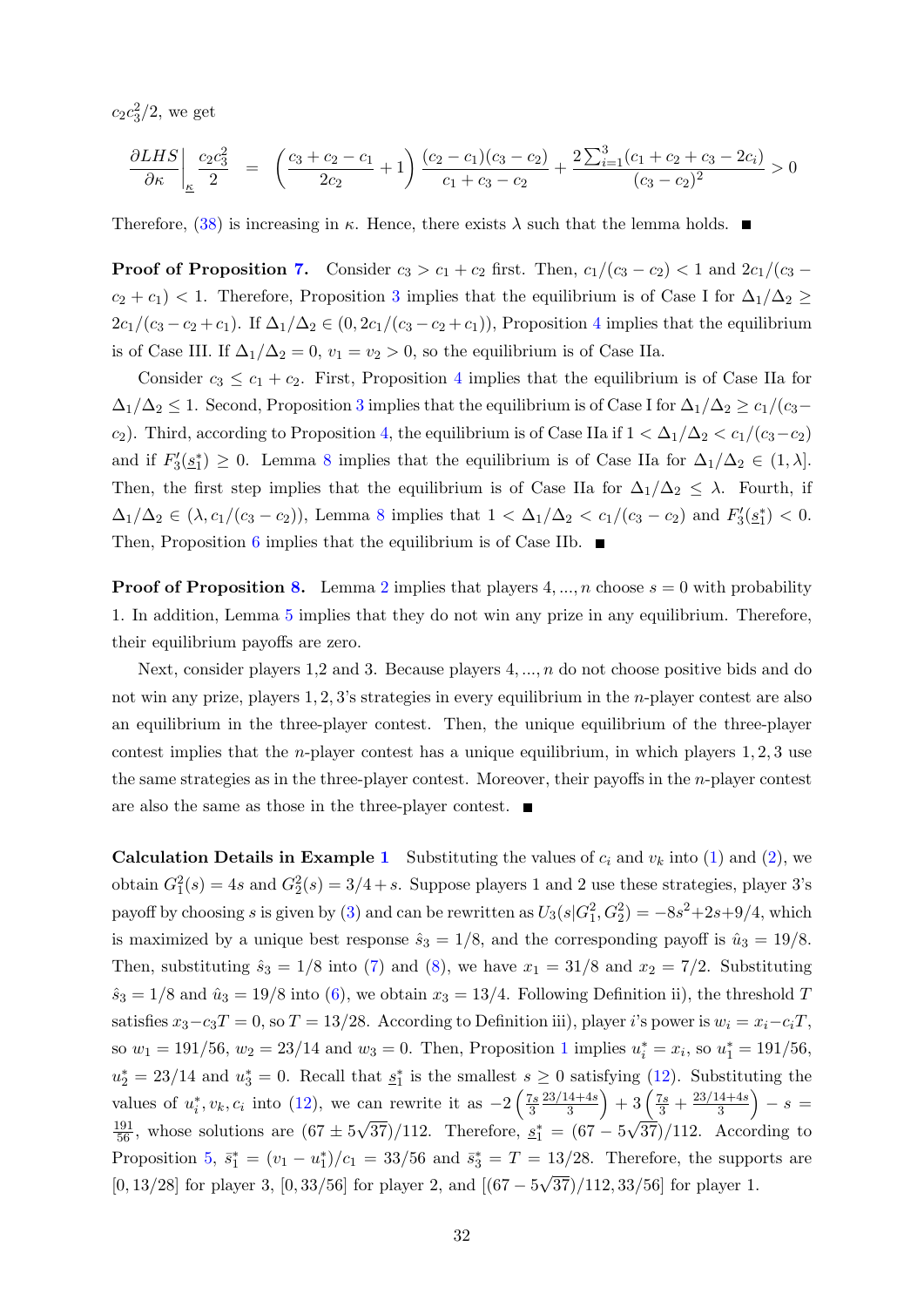$c_2c_3^2/2$, we get

$$\frac{\partial LHS}{\partial \kappa}\bigg|_{\underline{\kappa}} \frac{c_2c_3^2}{2} = \left(\frac{c_3+c_2-c_1}{2c_2}+1\right)\frac{(c_2-c_1)(c_3-c_2)}{c_1+c_3-c_2} + \frac{2\sum_{i=1}^{3}(c_1+c_2+c_3-2c_i)}{(c_3-c_2)^2} > 0$$

Therefore, (38) is increasing in $\kappa$. Hence, there exists $\lambda$ such that the lemma holds. ∎

**Proof of Proposition 7.** Consider $c_3 > c_1 + c_2$ first. Then, $c_1/(c_3-c_2) < 1$ and $2c_1/(c_3 - c_2 + c_1) < 1$. Therefore, Proposition 3 implies that the equilibrium is of Case I for $\Delta_1/\Delta_2 \geq 2c_1/(c_3-c_2+c_1)$. If $\Delta_1/\Delta_2 \in (0, 2c_1/(c_3-c_2+c_1))$, Proposition 4 implies that the equilibrium is of Case III. If $\Delta_1/\Delta_2 = 0$, $v_1 = v_2 > 0$, so the equilibrium is of Case IIa.

Consider $c_3 \leq c_1 + c_2$. First, Proposition 4 implies that the equilibrium is of Case IIa for $\Delta_1/\Delta_2 \leq 1$. Second, Proposition 3 implies that the equilibrium is of Case I for $\Delta_1/\Delta_2 \geq c_1/(c_3-c_2)$. Third, according to Proposition 4, the equilibrium is of Case IIa if $1 < \Delta_1/\Delta_2 < c_1/(c_3-c_2)$ and if $F_3'(\underline{s}_1^*) \geq 0$. Lemma 8 implies that the equilibrium is of Case IIa for $\Delta_1/\Delta_2 \in (1, \lambda]$. Then, the first step implies that the equilibrium is of Case IIa for $\Delta_1/\Delta_2 \leq \lambda$. Fourth, if $\Delta_1/\Delta_2 \in (\lambda, c_1/(c_3-c_2))$, Lemma 8 implies that $1 < \Delta_1/\Delta_2 < c_1/(c_3-c_2)$ and $F_3'(\underline{s}_1^*) < 0$. Then, Proposition 6 implies that the equilibrium is of Case IIb. ∎

**Proof of Proposition 8.** Lemma 2 implies that players $4, ..., n$ choose $s = 0$ with probability 1. In addition, Lemma 5 implies that they do not win any prize in any equilibrium. Therefore, their equilibrium payoffs are zero.

Next, consider players 1,2 and 3. Because players $4, ..., n$ do not choose positive bids and do not win any prize, players $1, 2, 3$'s strategies in every equilibrium in the $n$-player contest are also an equilibrium in the three-player contest. Then, the unique equilibrium of the three-player contest implies that the $n$-player contest has a unique equilibrium, in which players $1, 2, 3$ use the same strategies as in the three-player contest. Moreover, their payoffs in the $n$-player contest are also the same as those in the three-player contest. ∎

**Calculation Details in Example 1** Substituting the values of $c_i$ and $v_k$ into (1) and (2), we obtain $G_1^2(s) = 4s$ and $G_2^2(s) = 3/4 + s$. Suppose players 1 and 2 use these strategies, player 3's payoff by choosing $s$ is given by (3) and can be rewritten as $U_3(s|G_1^2, G_2^2) = -8s^2 + 2s + 9/4$, which is maximized by a unique best response $\hat{s}_3 = 1/8$, and the corresponding payoff is $\hat{u}_3 = 19/8$. Then, substituting $\hat{s}_3 = 1/8$ into (7) and (8), we have $x_1 = 31/8$ and $x_2 = 7/2$. Substituting $\hat{s}_3 = 1/8$ and $\hat{u}_3 = 19/8$ into (6), we obtain $x_3 = 13/4$. Following Definition ii), the threshold $T$ satisfies $x_3 - c_3T = 0$, so $T = 13/28$. According to Definition iii), player $i$'s power is $w_i = x_i - c_iT$, so $w_1 = 191/56$, $w_2 = 23/14$ and $w_3 = 0$. Then, Proposition 1 implies $u_i^* = x_i$, so $u_1^* = 191/56$, $u_2^* = 23/14$ and $u_3^* = 0$. Recall that $\underline{s}_1^*$ is the smallest $s \geq 0$ satisfying (12). Substituting the values of $u_i^*, v_k, c_i$ into (12), we can rewrite it as $-2\left(\frac{7s}{3}\frac{23/14+4s}{3}\right) + 3\left(\frac{7s}{3} + \frac{23/14+4s}{3}\right) - s = \frac{191}{56}$, whose solutions are $(67 \pm 5\sqrt{37})/112$. Therefore, $\underline{s}_1^* = (67 - 5\sqrt{37})/112$. According to Proposition 5, $\bar{s}_1^* = (v_1 - u_1^*)/c_1 = 33/56$ and $\bar{s}_3^* = T = 13/28$. Therefore, the supports are $[0, 13/28]$ for player 3, $[0, 33/56]$ for player 2, and $[(67 - 5\sqrt{37})/112, 33/56]$ for player 1.